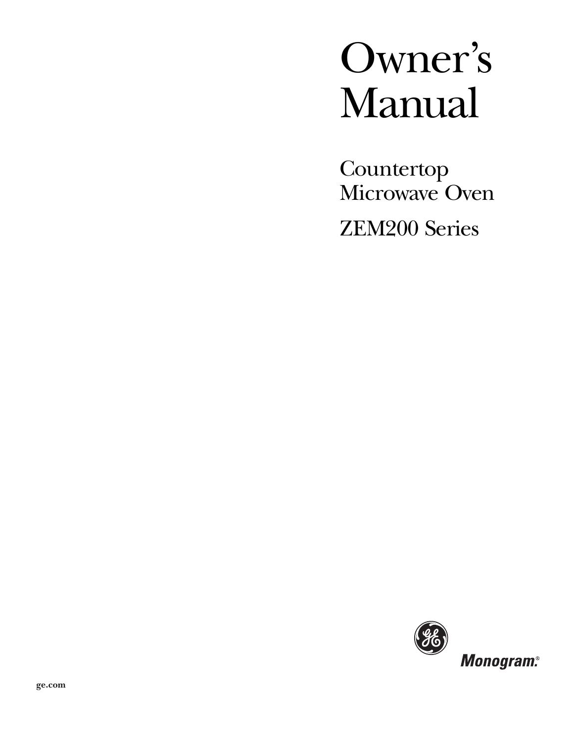# Owner's Manual

## Countertop Microwave Oven

## ZEM200 Series

Monogram®

ge.com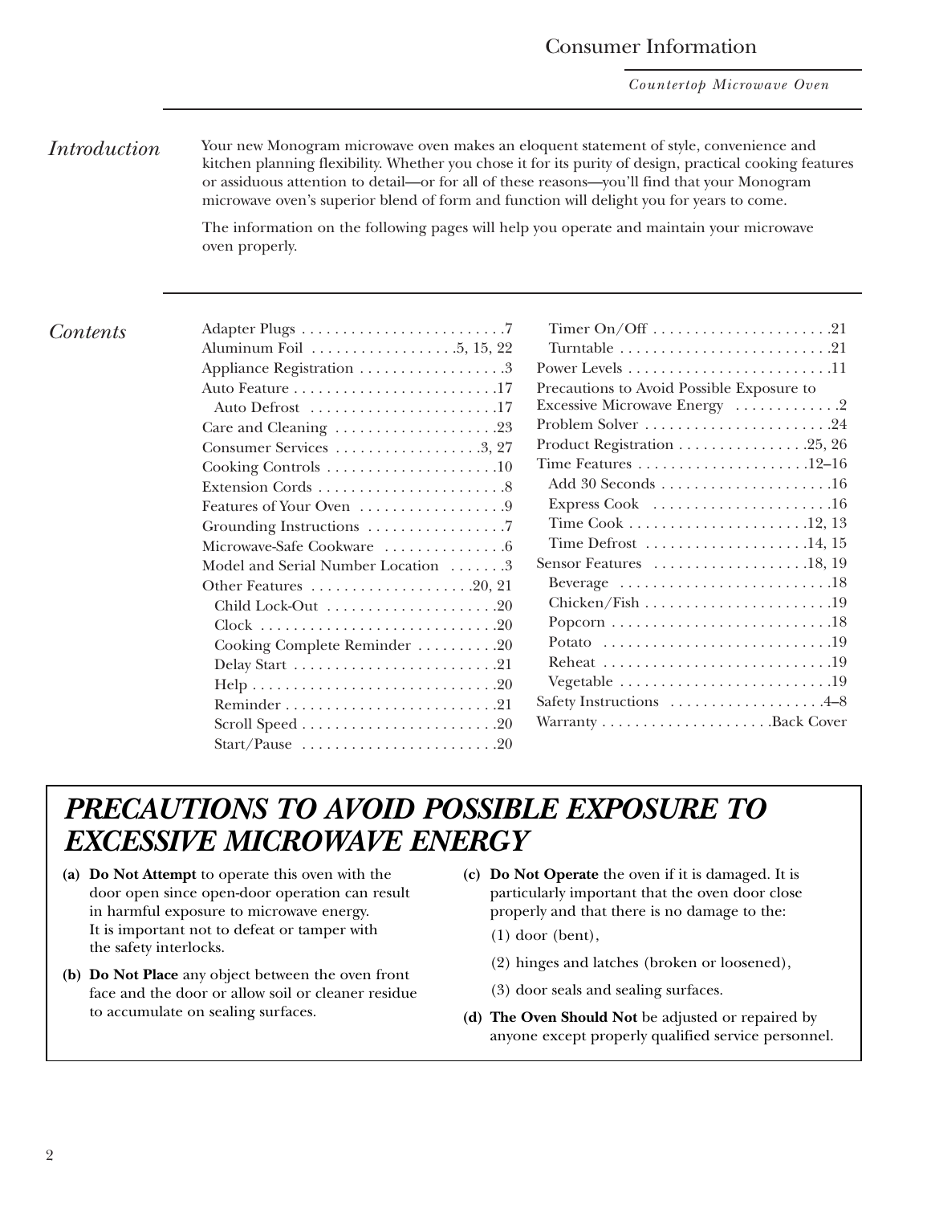## Introduction

Your new Monogram microwave oven makes an eloquent statement of style, convenience and kitchen planning flexibility. Whether you chose it for its purity of design, practical cooking features or assiduous attention to detail—or for all of these reasons—you'll find that your Monogram microwave oven's superior blend of form and function will delight you for years to come.

The information on the following pages will help you operate and maintain your microwave oven properly.

## Contents

- Adapter Plugs . . . . . . . . . . . . . . . . . . . . . . . . .7
- Aluminum Foil . . . . . . . . . . . . . . . . . .5, 15, 22
- Appliance Registration . . . . . . . . . . . . . . . . . .3
- Auto Feature . . . . . . . . . . . . . . . . . . . . . . . . .17
  - Auto Defrost . . . . . . . . . . . . . . . . . . . . . . .17
- Care and Cleaning . . . . . . . . . . . . . . . . . . . .23
- Consumer Services . . . . . . . . . . . . . . . . . .3, 27
- Cooking Controls . . . . . . . . . . . . . . . . . . . . .10
- Extension Cords . . . . . . . . . . . . . . . . . . . . . . .8
- Features of Your Oven . . . . . . . . . . . . . . . . . .9
- Grounding Instructions . . . . . . . . . . . . . . . . .7
- Microwave-Safe Cookware . . . . . . . . . . . . . . .6
- Model and Serial Number Location . . . . . . .3
- Other Features . . . . . . . . . . . . . . . . . . . .20, 21
  - Child Lock-Out . . . . . . . . . . . . . . . . . . . . .20
  - Clock . . . . . . . . . . . . . . . . . . . . . . . . . . . . .20
  - Cooking Complete Reminder . . . . . . . . . .20
  - Delay Start . . . . . . . . . . . . . . . . . . . . . . . . .21
  - Help . . . . . . . . . . . . . . . . . . . . . . . . . . . . . .20
  - Reminder . . . . . . . . . . . . . . . . . . . . . . . . . .21
  - Scroll Speed . . . . . . . . . . . . . . . . . . . . . . . .20
  - Start/Pause . . . . . . . . . . . . . . . . . . . . . . . .20
  - Timer On/Off . . . . . . . . . . . . . . . . . . . . . .21
  - Turntable . . . . . . . . . . . . . . . . . . . . . . . . . .21
- Power Levels . . . . . . . . . . . . . . . . . . . . . . . . .11
- Precautions to Avoid Possible Exposure to Excessive Microwave Energy . . . . . . . . . . . . .2
- Problem Solver . . . . . . . . . . . . . . . . . . . . . . .24
- Product Registration . . . . . . . . . . . . . . . .25, 26
- Time Features . . . . . . . . . . . . . . . . . . . . .12–16
  - Add 30 Seconds . . . . . . . . . . . . . . . . . . . . .16
  - Express Cook . . . . . . . . . . . . . . . . . . . . . .16
  - Time Cook . . . . . . . . . . . . . . . . . . . . . .12, 13
  - Time Defrost . . . . . . . . . . . . . . . . . . . .14, 15
- Sensor Features . . . . . . . . . . . . . . . . . . .18, 19
  - Beverage . . . . . . . . . . . . . . . . . . . . . . . . . .18
  - Chicken/Fish . . . . . . . . . . . . . . . . . . . . . . .19
  - Popcorn . . . . . . . . . . . . . . . . . . . . . . . . . . .18
  - Potato . . . . . . . . . . . . . . . . . . . . . . . . . . . .19
  - Reheat . . . . . . . . . . . . . . . . . . . . . . . . . . . .19
  - Vegetable . . . . . . . . . . . . . . . . . . . . . . . . . .19
- Safety Instructions . . . . . . . . . . . . . . . . . . .4–8
- Warranty . . . . . . . . . . . . . . . . . . . .Back Cover

## *PRECAUTIONS TO AVOID POSSIBLE EXPOSURE TO EXCESSIVE MICROWAVE ENERGY*

**(a) Do Not Attempt** to operate this oven with the door open since open-door operation can result in harmful exposure to microwave energy. It is important not to defeat or tamper with the safety interlocks.

**(b) Do Not Place** any object between the oven front face and the door or allow soil or cleaner residue to accumulate on sealing surfaces.

**(c) Do Not Operate** the oven if it is damaged. It is particularly important that the oven door close properly and that there is no damage to the:

(1) door (bent),

(2) hinges and latches (broken or loosened),

(3) door seals and sealing surfaces.

**(d) The Oven Should Not** be adjusted or repaired by anyone except properly qualified service personnel.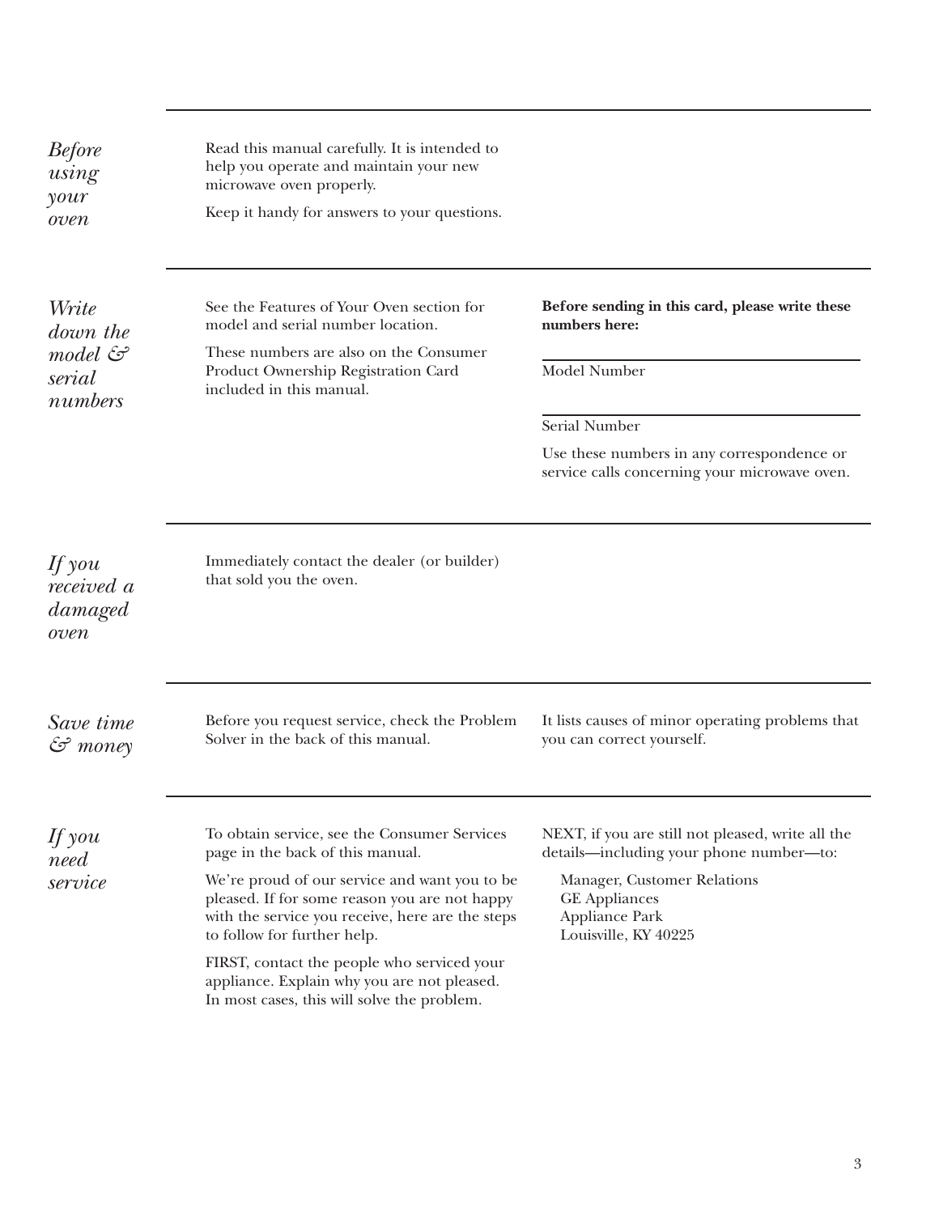## *Before using your oven*

Read this manual carefully. It is intended to help you operate and maintain your new microwave oven properly.

Keep it handy for answers to your questions.

## *Write down the model & serial numbers*

See the Features of Your Oven section for model and serial number location.

These numbers are also on the Consumer Product Ownership Registration Card included in this manual.

**Before sending in this card, please write these numbers here:**

\_\_\_\_\_\_\_\_\_\_\_\_\_\_\_\_\_\_\_\_\_\_\_\_\_\_\_\_\_\_

Model Number

\_\_\_\_\_\_\_\_\_\_\_\_\_\_\_\_\_\_\_\_\_\_\_\_\_\_\_\_\_\_

Serial Number

Use these numbers in any correspondence or service calls concerning your microwave oven.

## *If you received a damaged oven*

Immediately contact the dealer (or builder) that sold you the oven.

## *Save time & money*

Before you request service, check the Problem Solver in the back of this manual.

It lists causes of minor operating problems that you can correct yourself.

## *If you need service*

To obtain service, see the Consumer Services page in the back of this manual.

We're proud of our service and want you to be pleased. If for some reason you are not happy with the service you receive, here are the steps to follow for further help.

FIRST, contact the people who serviced your appliance. Explain why you are not pleased. In most cases, this will solve the problem.

NEXT, if you are still not pleased, write all the details—including your phone number—to:

Manager, Customer Relations
GE Appliances
Appliance Park
Louisville, KY 40225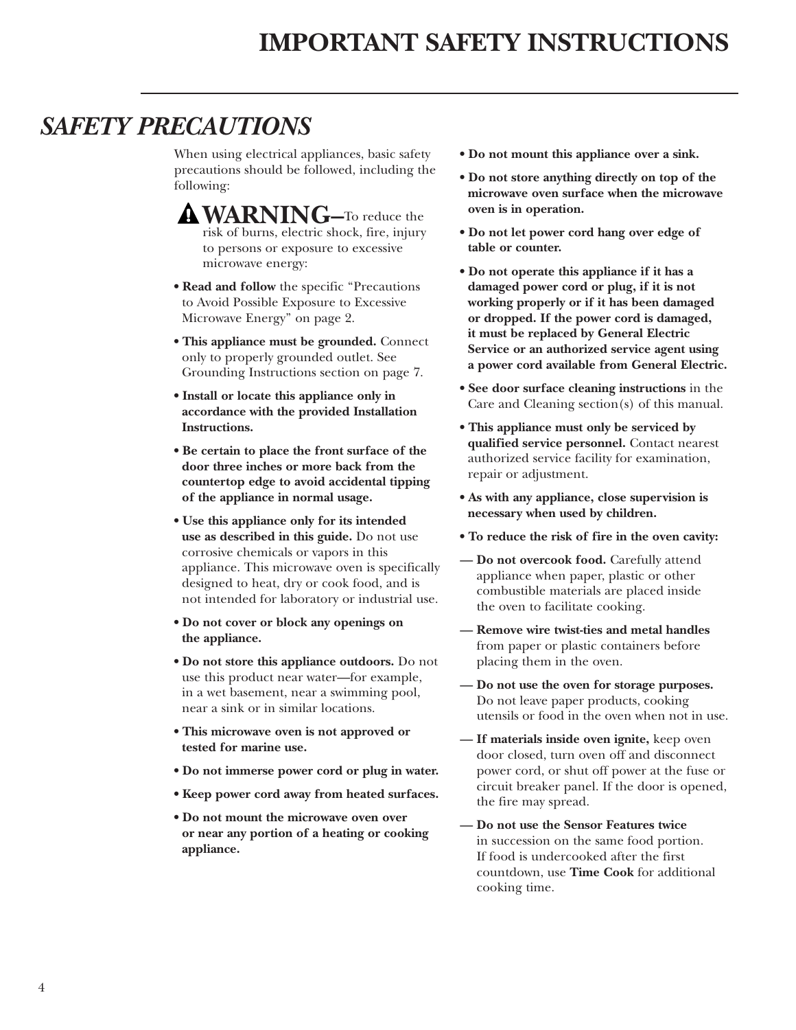# IMPORTANT SAFETY INSTRUCTIONS

## *SAFETY PRECAUTIONS*

When using electrical appliances, basic safety precautions should be followed, including the following:

**WARNING**—To reduce the risk of burns, electric shock, fire, injury to persons or exposure to excessive microwave energy:

- **Read and follow** the specific "Precautions to Avoid Possible Exposure to Excessive Microwave Energy" on page 2.
- **This appliance must be grounded.** Connect only to properly grounded outlet. See Grounding Instructions section on page 7.
- **Install or locate this appliance only in accordance with the provided Installation Instructions.**
- **Be certain to place the front surface of the door three inches or more back from the countertop edge to avoid accidental tipping of the appliance in normal usage.**
- **Use this appliance only for its intended use as described in this guide.** Do not use corrosive chemicals or vapors in this appliance. This microwave oven is specifically designed to heat, dry or cook food, and is not intended for laboratory or industrial use.
- **Do not cover or block any openings on the appliance.**
- **Do not store this appliance outdoors.** Do not use this product near water—for example, in a wet basement, near a swimming pool, near a sink or in similar locations.
- **This microwave oven is not approved or tested for marine use.**
- **Do not immerse power cord or plug in water.**
- **Keep power cord away from heated surfaces.**
- **Do not mount the microwave oven over or near any portion of a heating or cooking appliance.**
- **Do not mount this appliance over a sink.**
- **Do not store anything directly on top of the microwave oven surface when the microwave oven is in operation.**
- **Do not let power cord hang over edge of table or counter.**
- **Do not operate this appliance if it has a damaged power cord or plug, if it is not working properly or if it has been damaged or dropped. If the power cord is damaged, it must be replaced by General Electric Service or an authorized service agent using a power cord available from General Electric.**
- **See door surface cleaning instructions** in the Care and Cleaning section(s) of this manual.
- **This appliance must only be serviced by qualified service personnel.** Contact nearest authorized service facility for examination, repair or adjustment.
- **As with any appliance, close supervision is necessary when used by children.**
- **To reduce the risk of fire in the oven cavity:**

— **Do not overcook food.** Carefully attend appliance when paper, plastic or other combustible materials are placed inside the oven to facilitate cooking.

— **Remove wire twist-ties and metal handles** from paper or plastic containers before placing them in the oven.

— **Do not use the oven for storage purposes.** Do not leave paper products, cooking utensils or food in the oven when not in use.

— **If materials inside oven ignite,** keep oven door closed, turn oven off and disconnect power cord, or shut off power at the fuse or circuit breaker panel. If the door is opened, the fire may spread.

— **Do not use the Sensor Features twice** in succession on the same food portion. If food is undercooked after the first countdown, use **Time Cook** for additional cooking time.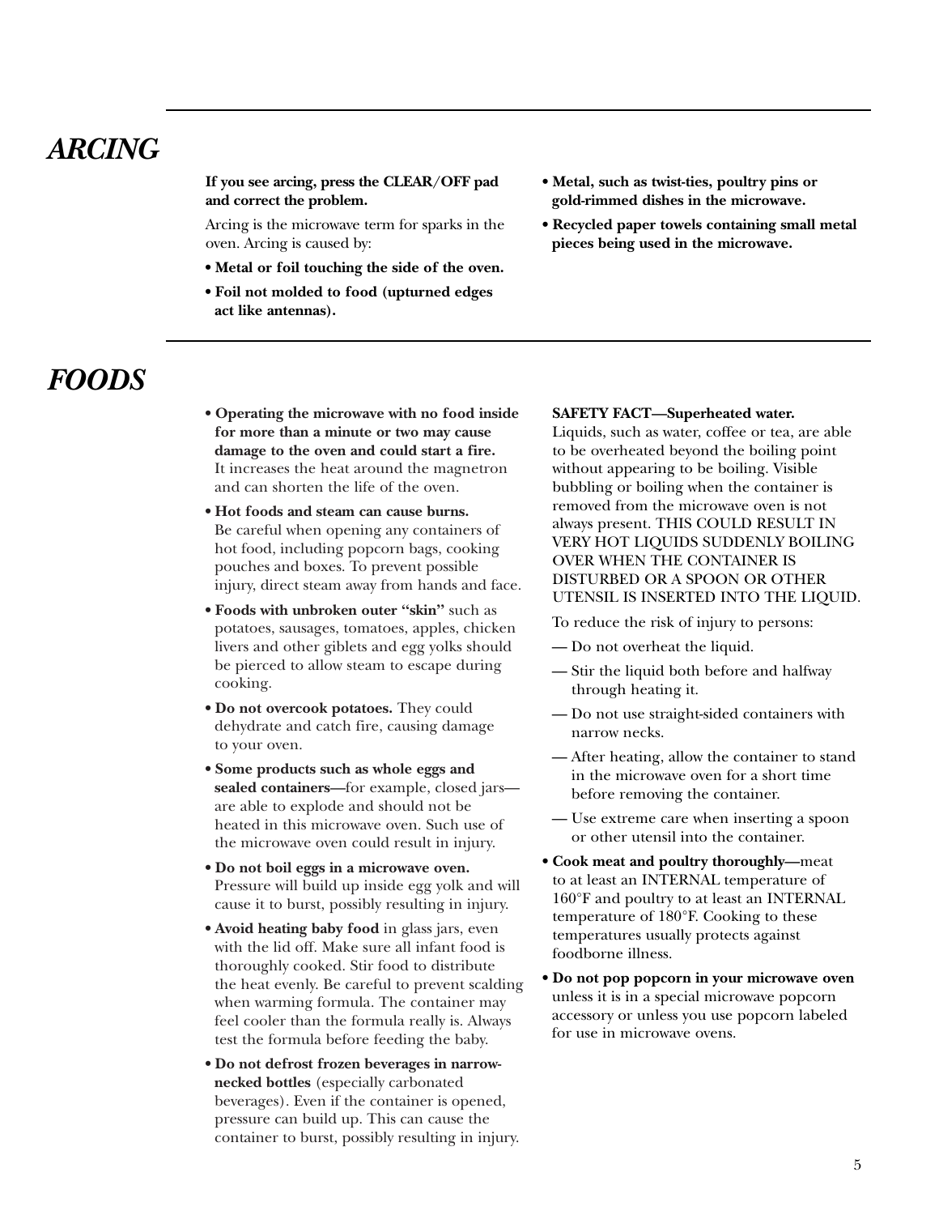## *ARCING*

**If you see arcing, press the CLEAR/OFF pad and correct the problem.**

Arcing is the microwave term for sparks in the oven. Arcing is caused by:

- **Metal or foil touching the side of the oven.**
- **Foil not molded to food (upturned edges act like antennas).**
- **Metal, such as twist-ties, poultry pins or gold-rimmed dishes in the microwave.**
- **Recycled paper towels containing small metal pieces being used in the microwave.**

## *FOODS*

- **Operating the microwave with no food inside for more than a minute or two may cause damage to the oven and could start a fire.** It increases the heat around the magnetron and can shorten the life of the oven.
- **Hot foods and steam can cause burns.** Be careful when opening any containers of hot food, including popcorn bags, cooking pouches and boxes. To prevent possible injury, direct steam away from hands and face.
- **Foods with unbroken outer "skin"** such as potatoes, sausages, tomatoes, apples, chicken livers and other giblets and egg yolks should be pierced to allow steam to escape during cooking.
- **Do not overcook potatoes.** They could dehydrate and catch fire, causing damage to your oven.
- **Some products such as whole eggs and sealed containers—**for example, closed jars—are able to explode and should not be heated in this microwave oven. Such use of the microwave oven could result in injury.
- **Do not boil eggs in a microwave oven.** Pressure will build up inside egg yolk and will cause it to burst, possibly resulting in injury.
- **Avoid heating baby food** in glass jars, even with the lid off. Make sure all infant food is thoroughly cooked. Stir food to distribute the heat evenly. Be careful to prevent scalding when warming formula. The container may feel cooler than the formula really is. Always test the formula before feeding the baby.
- **Do not defrost frozen beverages in narrow-necked bottles** (especially carbonated beverages). Even if the container is opened, pressure can build up. This can cause the container to burst, possibly resulting in injury.

**SAFETY FACT—Superheated water.** Liquids, such as water, coffee or tea, are able to be overheated beyond the boiling point without appearing to be boiling. Visible bubbling or boiling when the container is removed from the microwave oven is not always present. THIS COULD RESULT IN VERY HOT LIQUIDS SUDDENLY BOILING OVER WHEN THE CONTAINER IS DISTURBED OR A SPOON OR OTHER UTENSIL IS INSERTED INTO THE LIQUID.

To reduce the risk of injury to persons:

— Do not overheat the liquid.

— Stir the liquid both before and halfway through heating it.

— Do not use straight-sided containers with narrow necks.

— After heating, allow the container to stand in the microwave oven for a short time before removing the container.

— Use extreme care when inserting a spoon or other utensil into the container.

- **Cook meat and poultry thoroughly—**meat to at least an INTERNAL temperature of 160°F and poultry to at least an INTERNAL temperature of 180°F. Cooking to these temperatures usually protects against foodborne illness.
- **Do not pop popcorn in your microwave oven** unless it is in a special microwave popcorn accessory or unless you use popcorn labeled for use in microwave ovens.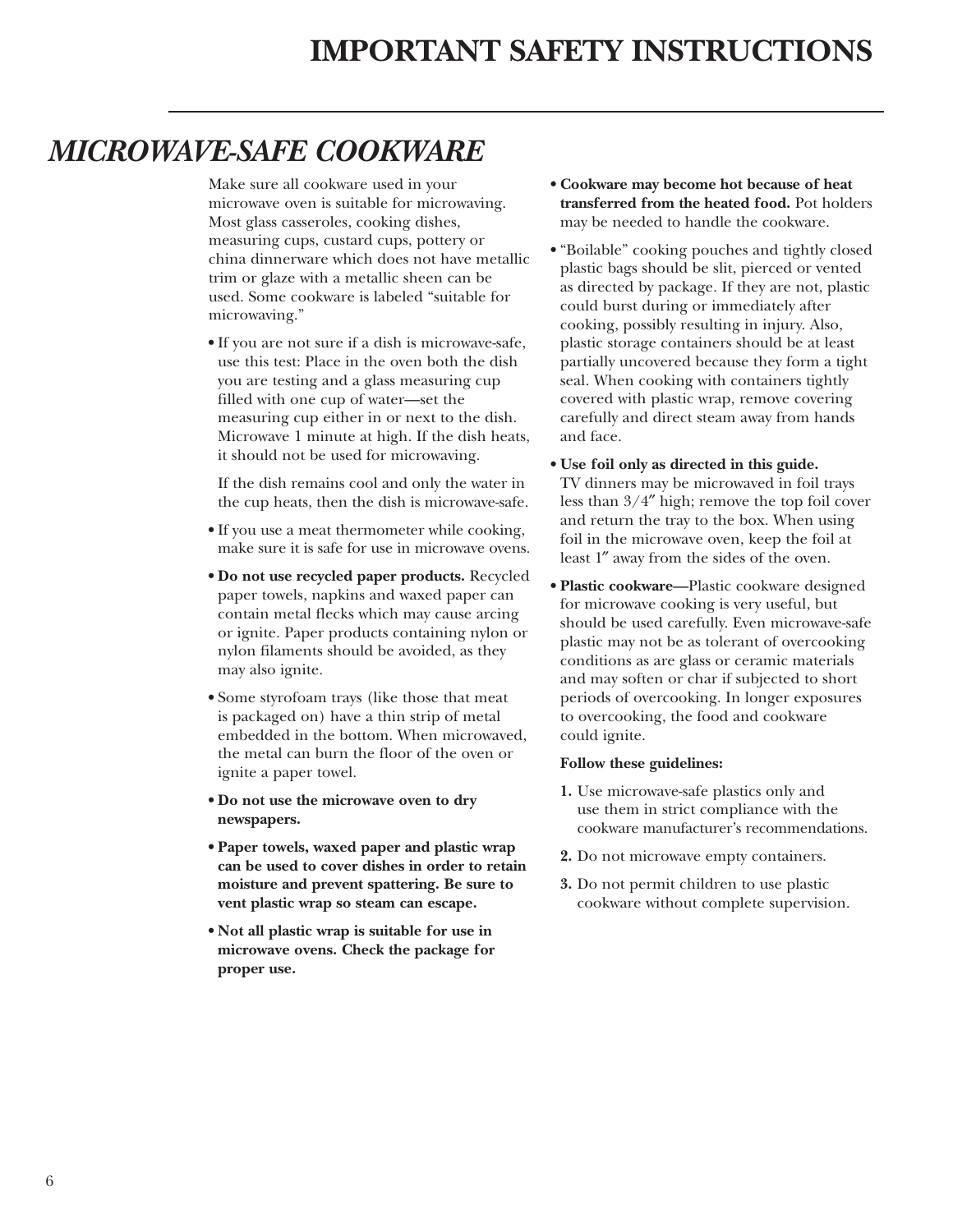# IMPORTANT SAFETY INSTRUCTIONS

## *MICROWAVE-SAFE COOKWARE*

Make sure all cookware used in your microwave oven is suitable for microwaving. Most glass casseroles, cooking dishes, measuring cups, custard cups, pottery or china dinnerware which does not have metallic trim or glaze with a metallic sheen can be used. Some cookware is labeled "suitable for microwaving."

- If you are not sure if a dish is microwave-safe, use this test: Place in the oven both the dish you are testing and a glass measuring cup filled with one cup of water—set the measuring cup either in or next to the dish. Microwave 1 minute at high. If the dish heats, it should not be used for microwaving.

  If the dish remains cool and only the water in the cup heats, then the dish is microwave-safe.

- If you use a meat thermometer while cooking, make sure it is safe for use in microwave ovens.
- **Do not use recycled paper products.** Recycled paper towels, napkins and waxed paper can contain metal flecks which may cause arcing or ignite. Paper products containing nylon or nylon filaments should be avoided, as they may also ignite.
- Some styrofoam trays (like those that meat is packaged on) have a thin strip of metal embedded in the bottom. When microwaved, the metal can burn the floor of the oven or ignite a paper towel.
- **Do not use the microwave oven to dry newspapers.**
- **Paper towels, waxed paper and plastic wrap can be used to cover dishes in order to retain moisture and prevent spattering. Be sure to vent plastic wrap so steam can escape.**
- **Not all plastic wrap is suitable for use in microwave ovens. Check the package for proper use.**
- **Cookware may become hot because of heat transferred from the heated food.** Pot holders may be needed to handle the cookware.
- "Boilable" cooking pouches and tightly closed plastic bags should be slit, pierced or vented as directed by package. If they are not, plastic could burst during or immediately after cooking, possibly resulting in injury. Also, plastic storage containers should be at least partially uncovered because they form a tight seal. When cooking with containers tightly covered with plastic wrap, remove covering carefully and direct steam away from hands and face.
- **Use foil only as directed in this guide.** TV dinners may be microwaved in foil trays less than 3/4″ high; remove the top foil cover and return the tray to the box. When using foil in the microwave oven, keep the foil at least 1″ away from the sides of the oven.
- **Plastic cookware—**Plastic cookware designed for microwave cooking is very useful, but should be used carefully. Even microwave-safe plastic may not be as tolerant of overcooking conditions as are glass or ceramic materials and may soften or char if subjected to short periods of overcooking. In longer exposures to overcooking, the food and cookware could ignite.

  **Follow these guidelines:**

  1. Use microwave-safe plastics only and use them in strict compliance with the cookware manufacturer's recommendations.
  2. Do not microwave empty containers.
  3. Do not permit children to use plastic cookware without complete supervision.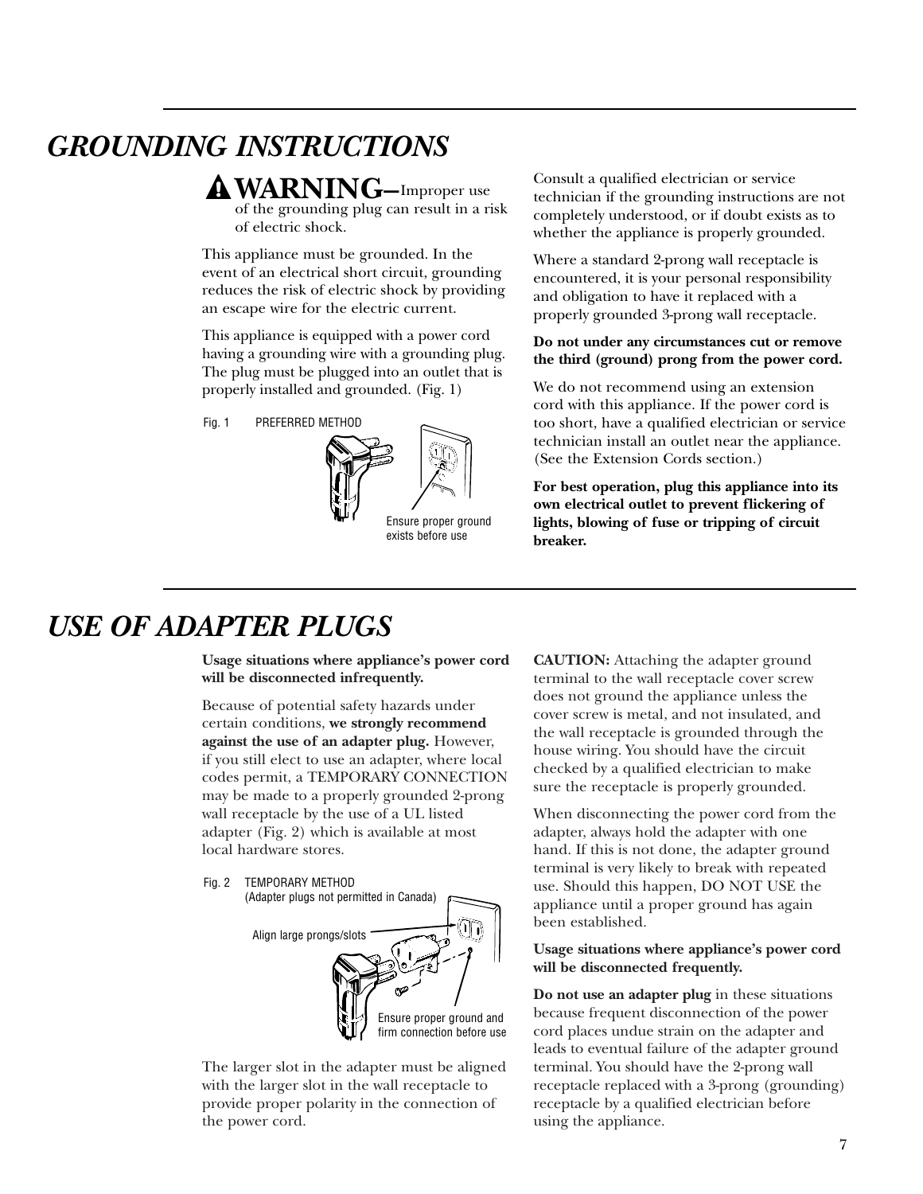# GROUNDING INSTRUCTIONS

**WARNING**—Improper use of the grounding plug can result in a risk of electric shock.

This appliance must be grounded. In the event of an electrical short circuit, grounding reduces the risk of electric shock by providing an escape wire for the electric current.

This appliance is equipped with a power cord having a grounding wire with a grounding plug. The plug must be plugged into an outlet that is properly installed and grounded. (Fig. 1)

Fig. 1 PREFERRED METHOD

Ensure proper ground exists before use

Consult a qualified electrician or service technician if the grounding instructions are not completely understood, or if doubt exists as to whether the appliance is properly grounded.

Where a standard 2-prong wall receptacle is encountered, it is your personal responsibility and obligation to have it replaced with a properly grounded 3-prong wall receptacle.

**Do not under any circumstances cut or remove the third (ground) prong from the power cord.**

We do not recommend using an extension cord with this appliance. If the power cord is too short, have a qualified electrician or service technician install an outlet near the appliance. (See the Extension Cords section.)

**For best operation, plug this appliance into its own electrical outlet to prevent flickering of lights, blowing of fuse or tripping of circuit breaker.**

# USE OF ADAPTER PLUGS

**Usage situations where appliance's power cord will be disconnected infrequently.**

Because of potential safety hazards under certain conditions, **we strongly recommend against the use of an adapter plug.** However, if you still elect to use an adapter, where local codes permit, a TEMPORARY CONNECTION may be made to a properly grounded 2-prong wall receptacle by the use of a UL listed adapter (Fig. 2) which is available at most local hardware stores.

Fig. 2 TEMPORARY METHOD (Adapter plugs not permitted in Canada)

Align large prongs/slots

Ensure proper ground and firm connection before use

The larger slot in the adapter must be aligned with the larger slot in the wall receptacle to provide proper polarity in the connection of the power cord.

**CAUTION:** Attaching the adapter ground terminal to the wall receptacle cover screw does not ground the appliance unless the cover screw is metal, and not insulated, and the wall receptacle is grounded through the house wiring. You should have the circuit checked by a qualified electrician to make sure the receptacle is properly grounded.

When disconnecting the power cord from the adapter, always hold the adapter with one hand. If this is not done, the adapter ground terminal is very likely to break with repeated use. Should this happen, DO NOT USE the appliance until a proper ground has again been established.

**Usage situations where appliance's power cord will be disconnected frequently.**

**Do not use an adapter plug** in these situations because frequent disconnection of the power cord places undue strain on the adapter and leads to eventual failure of the adapter ground terminal. You should have the 2-prong wall receptacle replaced with a 3-prong (grounding) receptacle by a qualified electrician before using the appliance.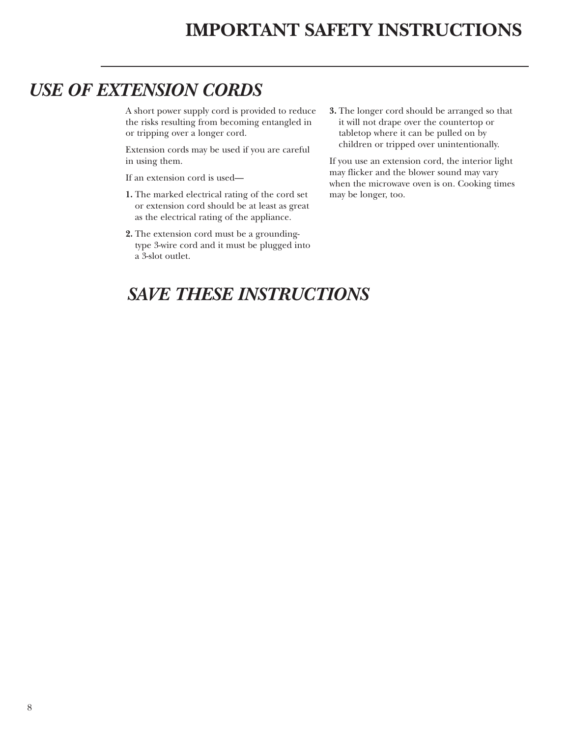# IMPORTANT SAFETY INSTRUCTIONS

## *USE OF EXTENSION CORDS*

A short power supply cord is provided to reduce the risks resulting from becoming entangled in or tripping over a longer cord.

Extension cords may be used if you are careful in using them.

If an extension cord is used—

1. The marked electrical rating of the cord set or extension cord should be at least as great as the electrical rating of the appliance.
2. The extension cord must be a grounding-type 3-wire cord and it must be plugged into a 3-slot outlet.
3. The longer cord should be arranged so that it will not drape over the countertop or tabletop where it can be pulled on by children or tripped over unintentionally.

If you use an extension cord, the interior light may flicker and the blower sound may vary when the microwave oven is on. Cooking times may be longer, too.

## *SAVE THESE INSTRUCTIONS*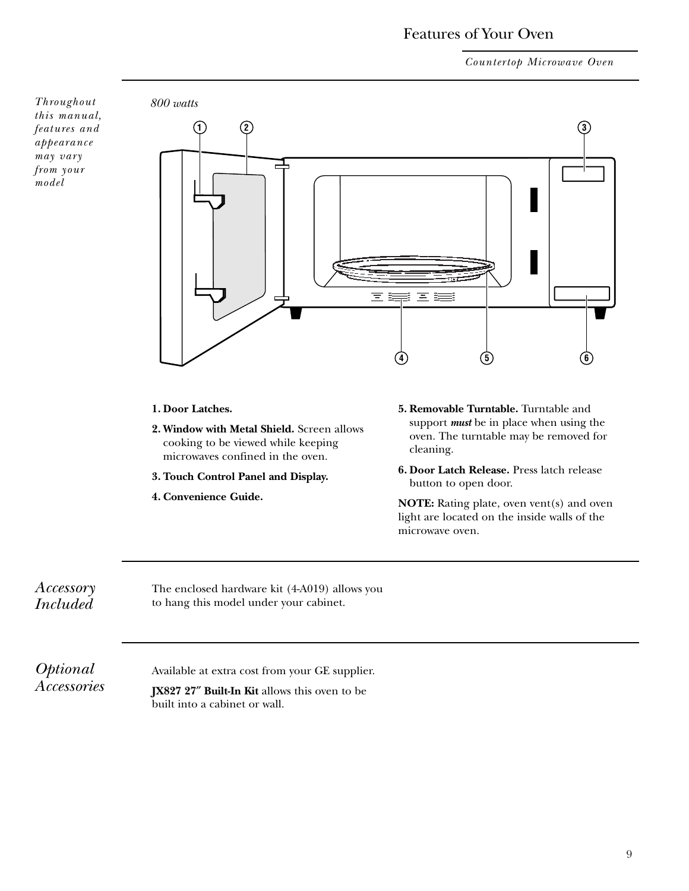# Features of Your Oven

*Countertop Microwave Oven*

*Throughout this manual, features and appearance may vary from your model*

*800 watts*

1. **Door Latches.**
2. **Window with Metal Shield.** Screen allows cooking to be viewed while keeping microwaves confined in the oven.
3. **Touch Control Panel and Display.**
4. **Convenience Guide.**
5. **Removable Turntable.** Turntable and support ***must*** be in place when using the oven. The turntable may be removed for cleaning.
6. **Door Latch Release.** Press latch release button to open door.

**NOTE:** Rating plate, oven vent(s) and oven light are located on the inside walls of the microwave oven.

## *Accessory Included*

The enclosed hardware kit (4-A019) allows you to hang this model under your cabinet.

## *Optional Accessories*

Available at extra cost from your GE supplier.

**JX827 27″ Built-In Kit** allows this oven to be built into a cabinet or wall.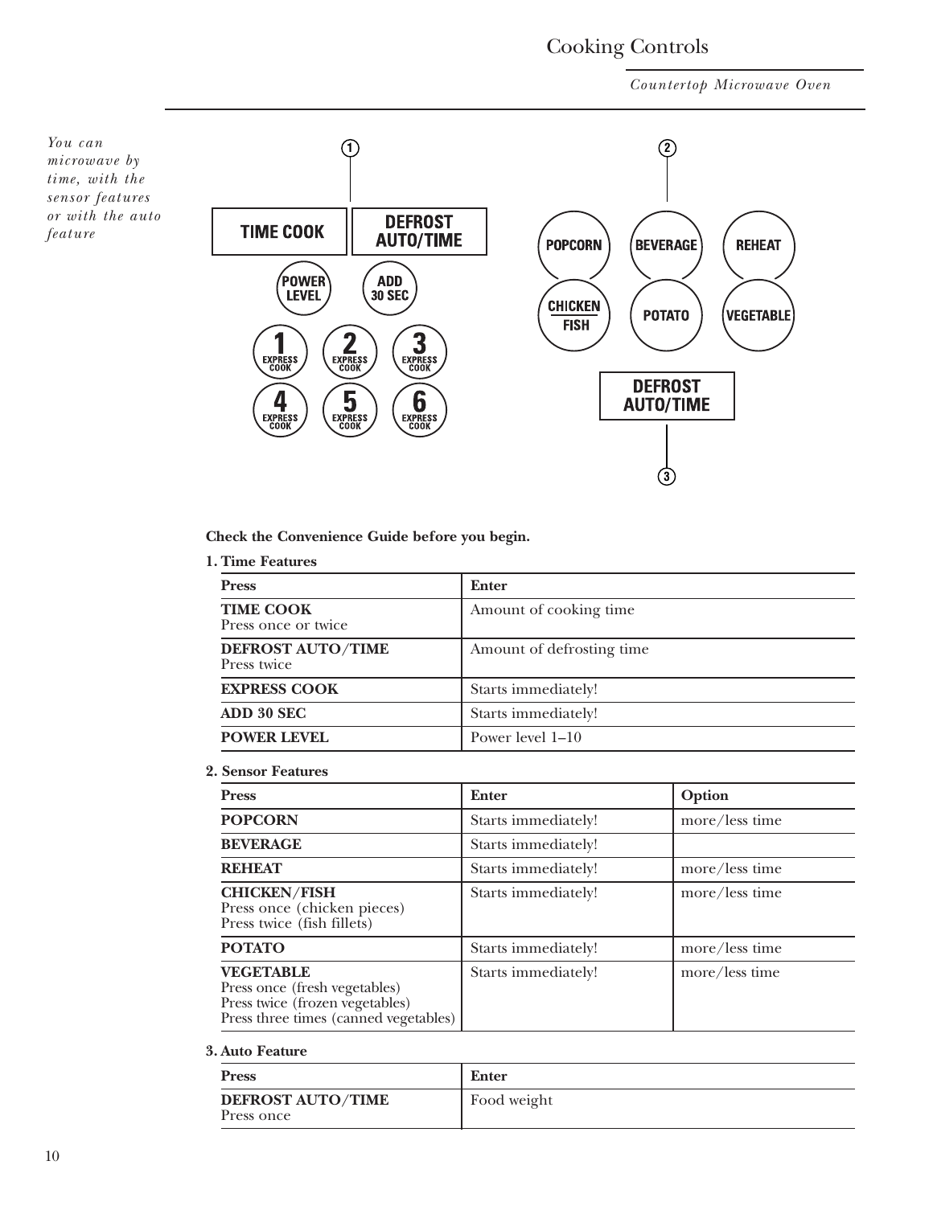# Cooking Controls

*Countertop Microwave Oven*

*You can microwave by time, with the sensor features or with the auto feature*

1

TIME COOK | DEFROST AUTO/TIME

POWER LEVEL | ADD 30 SEC

1 EXPRESS COOK | 2 EXPRESS COOK | 3 EXPRESS COOK

4 EXPRESS COOK | 5 EXPRESS COOK | 6 EXPRESS COOK

2

POPCORN | BEVERAGE | REHEAT

CHICKEN/FISH | POTATO | VEGETABLE

DEFROST AUTO/TIME

3

**Check the Convenience Guide before you begin.**

**1. Time Features**

| Press | Enter |
|---|---|
| **TIME COOK**<br>Press once or twice | Amount of cooking time |
| **DEFROST AUTO/TIME**<br>Press twice | Amount of defrosting time |
| **EXPRESS COOK** | Starts immediately! |
| **ADD 30 SEC** | Starts immediately! |
| **POWER LEVEL** | Power level 1–10 |

**2. Sensor Features**

| Press | Enter | Option |
|---|---|---|
| **POPCORN** | Starts immediately! | more/less time |
| **BEVERAGE** | Starts immediately! | |
| **REHEAT** | Starts immediately! | more/less time |
| **CHICKEN/FISH**<br>Press once (chicken pieces)<br>Press twice (fish fillets) | Starts immediately! | more/less time |
| **POTATO** | Starts immediately! | more/less time |
| **VEGETABLE**<br>Press once (fresh vegetables)<br>Press twice (frozen vegetables)<br>Press three times (canned vegetables) | Starts immediately! | more/less time |

**3. Auto Feature**

| Press | Enter |
|---|---|
| **DEFROST AUTO/TIME**<br>Press once | Food weight |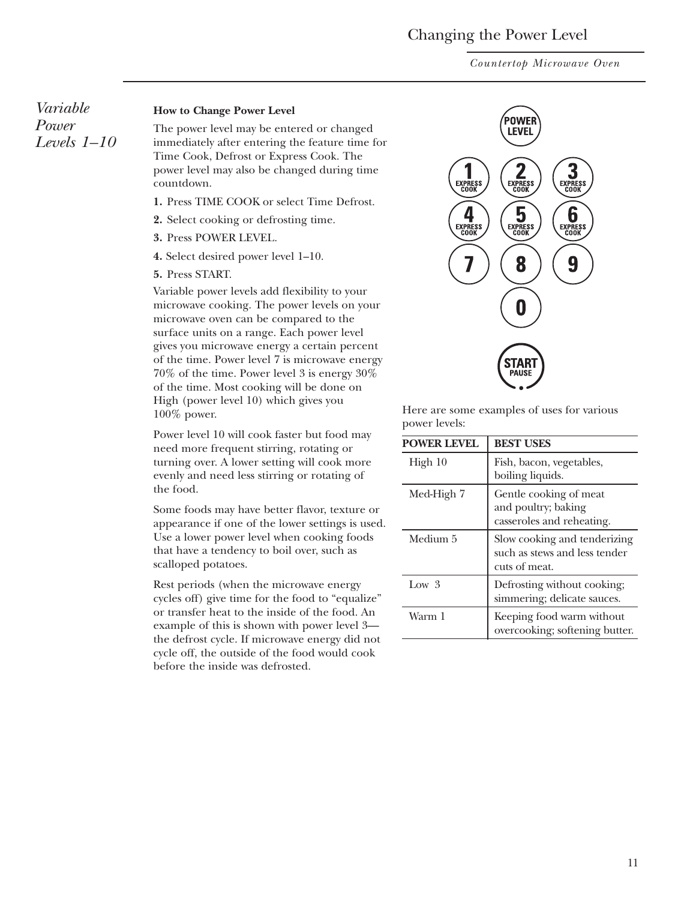# Changing the Power Level

## *Variable Power Levels 1–10*

**How to Change Power Level**

The power level may be entered or changed immediately after entering the feature time for Time Cook, Defrost or Express Cook. The power level may also be changed during time countdown.

1. Press TIME COOK or select Time Defrost.
2. Select cooking or defrosting time.
3. Press POWER LEVEL.
4. Select desired power level 1–10.
5. Press START.

Variable power levels add flexibility to your microwave cooking. The power levels on your microwave oven can be compared to the surface units on a range. Each power level gives you microwave energy a certain percent of the time. Power level 7 is microwave energy 70% of the time. Power level 3 is energy 30% of the time. Most cooking will be done on High (power level 10) which gives you 100% power.

Power level 10 will cook faster but food may need more frequent stirring, rotating or turning over. A lower setting will cook more evenly and need less stirring or rotating of the food.

Some foods may have better flavor, texture or appearance if one of the lower settings is used. Use a lower power level when cooking foods that have a tendency to boil over, such as scalloped potatoes.

Rest periods (when the microwave energy cycles off) give time for the food to "equalize" or transfer heat to the inside of the food. An example of this is shown with power level 3—the defrost cycle. If microwave energy did not cycle off, the outside of the food would cook before the inside was defrosted.

POWER LEVEL

1 EXPRESS COOK | 2 EXPRESS COOK | 3 EXPRESS COOK
4 EXPRESS COOK | 5 EXPRESS COOK | 6 EXPRESS COOK
7 | 8 | 9
0

START PAUSE

Here are some examples of uses for various power levels:

| POWER LEVEL | BEST USES |
|---|---|
| High 10 | Fish, bacon, vegetables, boiling liquids. |
| Med-High 7 | Gentle cooking of meat and poultry; baking casseroles and reheating. |
| Medium 5 | Slow cooking and tenderizing such as stews and less tender cuts of meat. |
| Low 3 | Defrosting without cooking; simmering; delicate sauces. |
| Warm 1 | Keeping food warm without overcooking; softening butter. |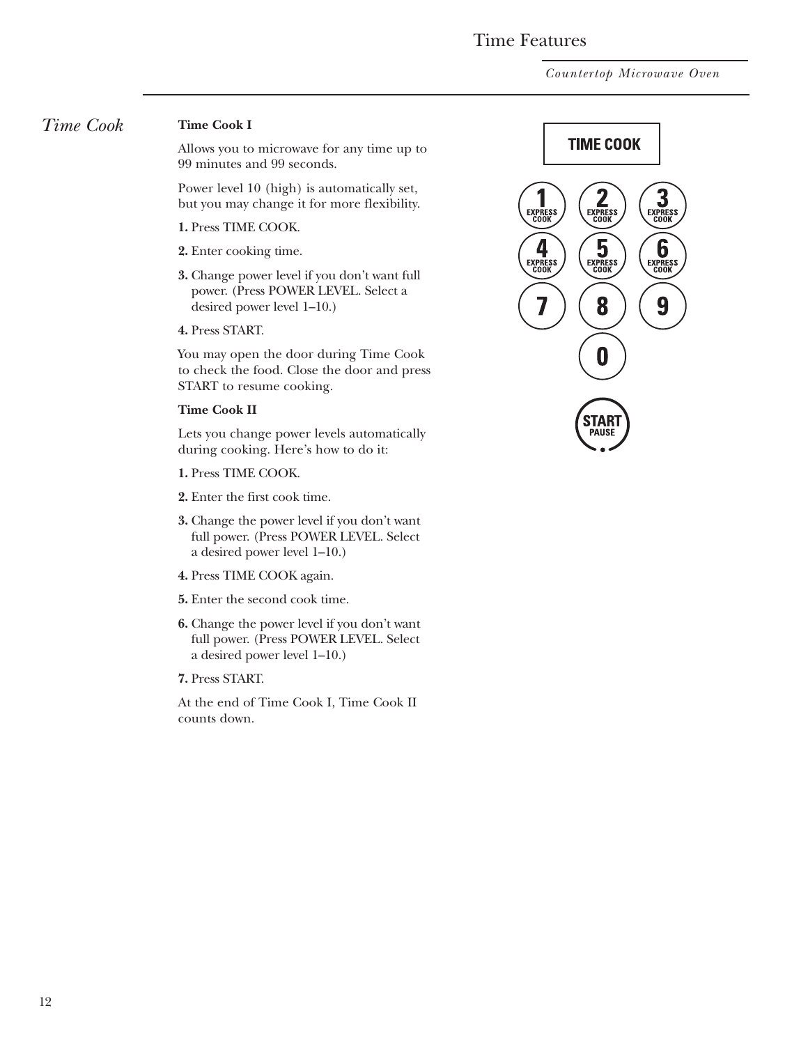# Time Features

## Time Cook

### Time Cook I

Allows you to microwave for any time up to 99 minutes and 99 seconds.

Power level 10 (high) is automatically set, but you may change it for more flexibility.

**1.** Press TIME COOK.

**2.** Enter cooking time.

**3.** Change power level if you don't want full power. (Press POWER LEVEL. Select a desired power level 1–10.)

**4.** Press START.

You may open the door during Time Cook to check the food. Close the door and press START to resume cooking.

### Time Cook II

Lets you change power levels automatically during cooking. Here's how to do it:

**1.** Press TIME COOK.

**2.** Enter the first cook time.

**3.** Change the power level if you don't want full power. (Press POWER LEVEL. Select a desired power level 1–10.)

**4.** Press TIME COOK again.

**5.** Enter the second cook time.

**6.** Change the power level if you don't want full power. (Press POWER LEVEL. Select a desired power level 1–10.)

**7.** Press START.

At the end of Time Cook I, Time Cook II counts down.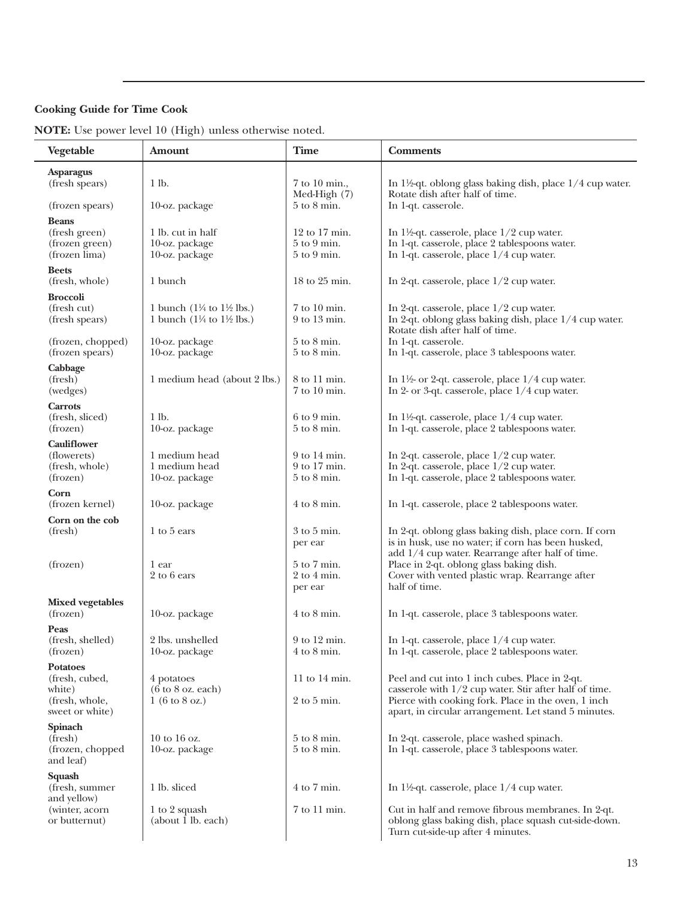### Cooking Guide for Time Cook

**NOTE:** Use power level 10 (High) unless otherwise noted.

| Vegetable | Amount | Time | Comments |
|---|---|---|---|
| **Asparagus** | | | |
| (fresh spears) | 1 lb. | 7 to 10 min., Med-High (7) | In 1½-qt. oblong glass baking dish, place 1/4 cup water. Rotate dish after half of time. |
| (frozen spears) | 10-oz. package | 5 to 8 min. | In 1-qt. casserole. |
| **Beans** | | | |
| (fresh green) | 1 lb. cut in half | 12 to 17 min. | In 1½-qt. casserole, place 1/2 cup water. |
| (frozen green) | 10-oz. package | 5 to 9 min. | In 1-qt. casserole, place 2 tablespoons water. |
| (frozen lima) | 10-oz. package | 5 to 9 min. | In 1-qt. casserole, place 1/4 cup water. |
| **Beets** | | | |
| (fresh, whole) | 1 bunch | 18 to 25 min. | In 2-qt. casserole, place 1/2 cup water. |
| **Broccoli** | | | |
| (fresh cut) | 1 bunch (1¼ to 1½ lbs.) | 7 to 10 min. | In 2-qt. casserole, place 1/2 cup water. |
| (fresh spears) | 1 bunch (1¼ to 1½ lbs.) | 9 to 13 min. | In 2-qt. oblong glass baking dish, place 1/4 cup water. Rotate dish after half of time. |
| (frozen, chopped) | 10-oz. package | 5 to 8 min. | In 1-qt. casserole. |
| (frozen spears) | 10-oz. package | 5 to 8 min. | In 1-qt. casserole, place 3 tablespoons water. |
| **Cabbage** | | | |
| (fresh) | 1 medium head (about 2 lbs.) | 8 to 11 min. | In 1½- or 2-qt. casserole, place 1/4 cup water. |
| (wedges) | | 7 to 10 min. | In 2- or 3-qt. casserole, place 1/4 cup water. |
| **Carrots** | | | |
| (fresh, sliced) | 1 lb. | 6 to 9 min. | In 1½-qt. casserole, place 1/4 cup water. |
| (frozen) | 10-oz. package | 5 to 8 min. | In 1-qt. casserole, place 2 tablespoons water. |
| **Cauliflower** | | | |
| (flowerets) | 1 medium head | 9 to 14 min. | In 2-qt. casserole, place 1/2 cup water. |
| (fresh, whole) | 1 medium head | 9 to 17 min. | In 2-qt. casserole, place 1/2 cup water. |
| (frozen) | 10-oz. package | 5 to 8 min. | In 1-qt. casserole, place 2 tablespoons water. |
| **Corn** | | | |
| (frozen kernel) | 10-oz. package | 4 to 8 min. | In 1-qt. casserole, place 2 tablespoons water. |
| **Corn on the cob** | | | |
| (fresh) | 1 to 5 ears | 3 to 5 min. per ear | In 2-qt. oblong glass baking dish, place corn. If corn is in husk, use no water; if corn has been husked, add 1/4 cup water. Rearrange after half of time. |
| (frozen) | 1 ear | 5 to 7 min. | Place in 2-qt. oblong glass baking dish. |
| | 2 to 6 ears | 2 to 4 min. per ear | Cover with vented plastic wrap. Rearrange after half of time. |
| **Mixed vegetables** | | | |
| (frozen) | 10-oz. package | 4 to 8 min. | In 1-qt. casserole, place 3 tablespoons water. |
| **Peas** | | | |
| (fresh, shelled) | 2 lbs. unshelled | 9 to 12 min. | In 1-qt. casserole, place 1/4 cup water. |
| (frozen) | 10-oz. package | 4 to 8 min. | In 1-qt. casserole, place 2 tablespoons water. |
| **Potatoes** | | | |
| (fresh, cubed, white) | 4 potatoes (6 to 8 oz. each) | 11 to 14 min. | Peel and cut into 1 inch cubes. Place in 2-qt. casserole with 1/2 cup water. Stir after half of time. |
| (fresh, whole, sweet or white) | 1 (6 to 8 oz.) | 2 to 5 min. | Pierce with cooking fork. Place in the oven, 1 inch apart, in circular arrangement. Let stand 5 minutes. |
| **Spinach** | | | |
| (fresh) | 10 to 16 oz. | 5 to 8 min. | In 2-qt. casserole, place washed spinach. |
| (frozen, chopped and leaf) | 10-oz. package | 5 to 8 min. | In 1-qt. casserole, place 3 tablespoons water. |
| **Squash** | | | |
| (fresh, summer and yellow) | 1 lb. sliced | 4 to 7 min. | In 1½-qt. casserole, place 1/4 cup water. |
| (winter, acorn or butternut) | 1 to 2 squash (about 1 lb. each) | 7 to 11 min. | Cut in half and remove fibrous membranes. In 2-qt. oblong glass baking dish, place squash cut-side-down. Turn cut-side-up after 4 minutes. |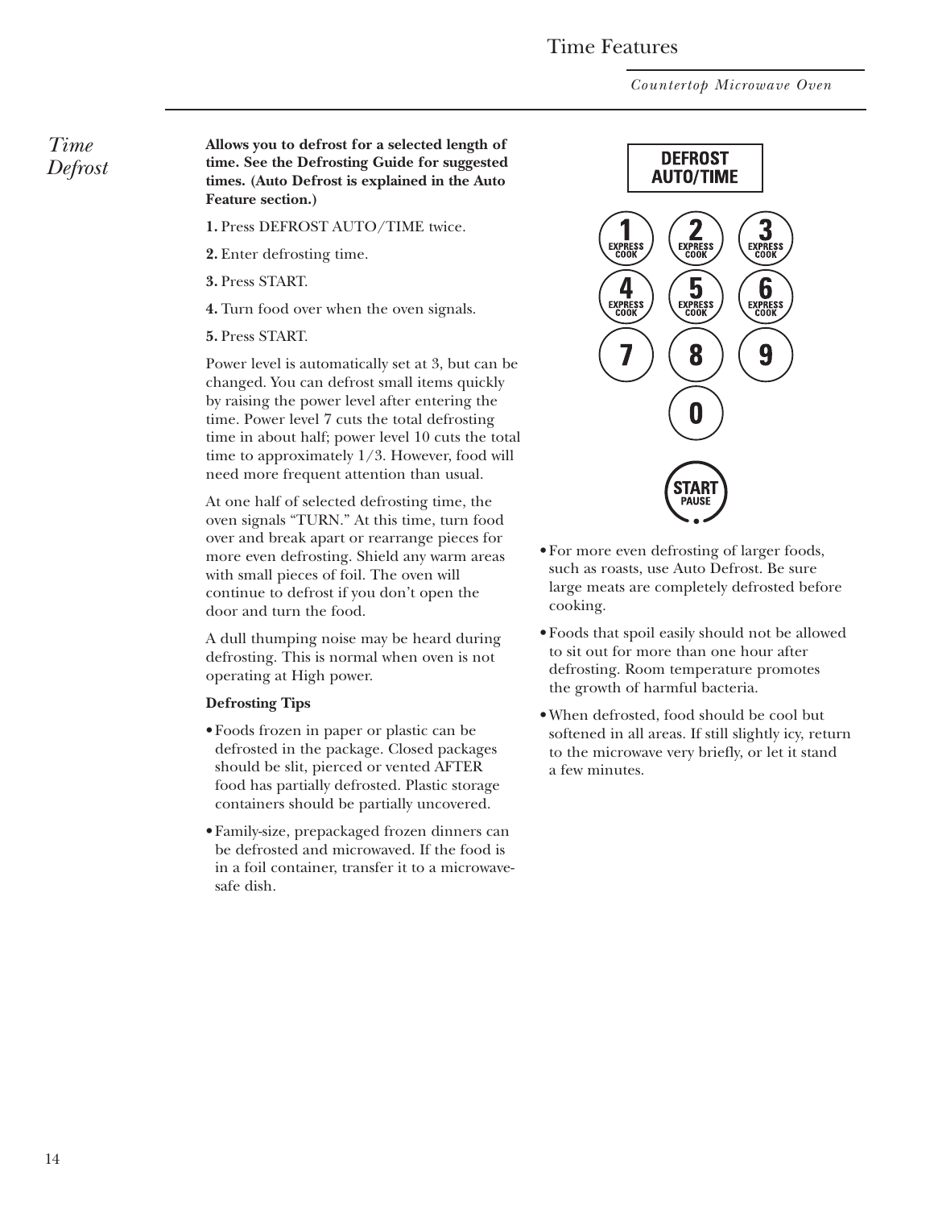# Time Features

## Time Defrost

**Allows you to defrost for a selected length of time. See the Defrosting Guide for suggested times. (Auto Defrost is explained in the Auto Feature section.)**

**1.** Press DEFROST AUTO/TIME twice.

**2.** Enter defrosting time.

**3.** Press START.

**4.** Turn food over when the oven signals.

**5.** Press START.

Power level is automatically set at 3, but can be changed. You can defrost small items quickly by raising the power level after entering the time. Power level 7 cuts the total defrosting time in about half; power level 10 cuts the total time to approximately 1/3. However, food will need more frequent attention than usual.

At one half of selected defrosting time, the oven signals "TURN." At this time, turn food over and break apart or rearrange pieces for more even defrosting. Shield any warm areas with small pieces of foil. The oven will continue to defrost if you don't open the door and turn the food.

A dull thumping noise may be heard during defrosting. This is normal when oven is not operating at High power.

**Defrosting Tips**

- Foods frozen in paper or plastic can be defrosted in the package. Closed packages should be slit, pierced or vented AFTER food has partially defrosted. Plastic storage containers should be partially uncovered.
- Family-size, prepackaged frozen dinners can be defrosted and microwaved. If the food is in a foil container, transfer it to a microwave-safe dish.
- For more even defrosting of larger foods, such as roasts, use Auto Defrost. Be sure large meats are completely defrosted before cooking.
- Foods that spoil easily should not be allowed to sit out for more than one hour after defrosting. Room temperature promotes the growth of harmful bacteria.
- When defrosted, food should be cool but softened in all areas. If still slightly icy, return to the microwave very briefly, or let it stand a few minutes.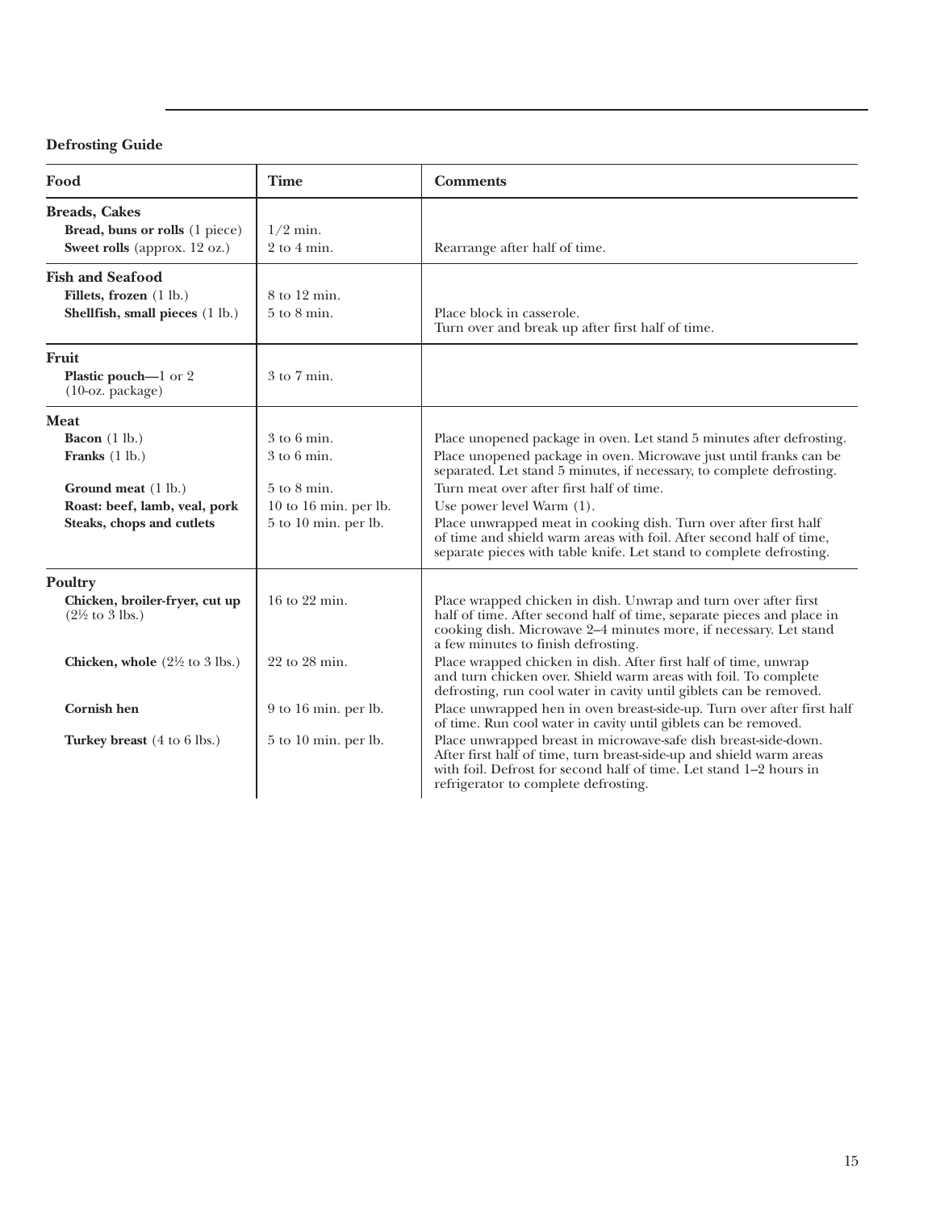**Defrosting Guide**

| Food | Time | Comments |
| --- | --- | --- |
| **Breads, Cakes** | | |
| **Bread, buns or rolls** (1 piece) | 1/2 min. | |
| **Sweet rolls** (approx. 12 oz.) | 2 to 4 min. | Rearrange after half of time. |
| **Fish and Seafood** | | |
| **Fillets, frozen** (1 lb.) | 8 to 12 min. | |
| **Shellfish, small pieces** (1 lb.) | 5 to 8 min. | Place block in casserole. Turn over and break up after first half of time. |
| **Fruit** | | |
| **Plastic pouch—**1 or 2 (10-oz. package) | 3 to 7 min. | |
| **Meat** | | |
| **Bacon** (1 lb.) | 3 to 6 min. | Place unopened package in oven. Let stand 5 minutes after defrosting. |
| **Franks** (1 lb.) | 3 to 6 min. | Place unopened package in oven. Microwave just until franks can be separated. Let stand 5 minutes, if necessary, to complete defrosting. |
| **Ground meat** (1 lb.) | 5 to 8 min. | Turn meat over after first half of time. |
| **Roast: beef, lamb, veal, pork** | 10 to 16 min. per lb. | Use power level Warm (1). |
| **Steaks, chops and cutlets** | 5 to 10 min. per lb. | Place unwrapped meat in cooking dish. Turn over after first half of time and shield warm areas with foil. After second half of time, separate pieces with table knife. Let stand to complete defrosting. |
| **Poultry** | | |
| **Chicken, broiler-fryer, cut up** (2½ to 3 lbs.) | 16 to 22 min. | Place wrapped chicken in dish. Unwrap and turn over after first half of time. After second half of time, separate pieces and place in cooking dish. Microwave 2–4 minutes more, if necessary. Let stand a few minutes to finish defrosting. |
| **Chicken, whole** (2½ to 3 lbs.) | 22 to 28 min. | Place wrapped chicken in dish. After first half of time, unwrap and turn chicken over. Shield warm areas with foil. To complete defrosting, run cool water in cavity until giblets can be removed. |
| **Cornish hen** | 9 to 16 min. per lb. | Place unwrapped hen in oven breast-side-up. Turn over after first half of time. Run cool water in cavity until giblets can be removed. |
| **Turkey breast** (4 to 6 lbs.) | 5 to 10 min. per lb. | Place unwrapped breast in microwave-safe dish breast-side-down. After first half of time, turn breast-side-up and shield warm areas with foil. Defrost for second half of time. Let stand 1–2 hours in refrigerator to complete defrosting. |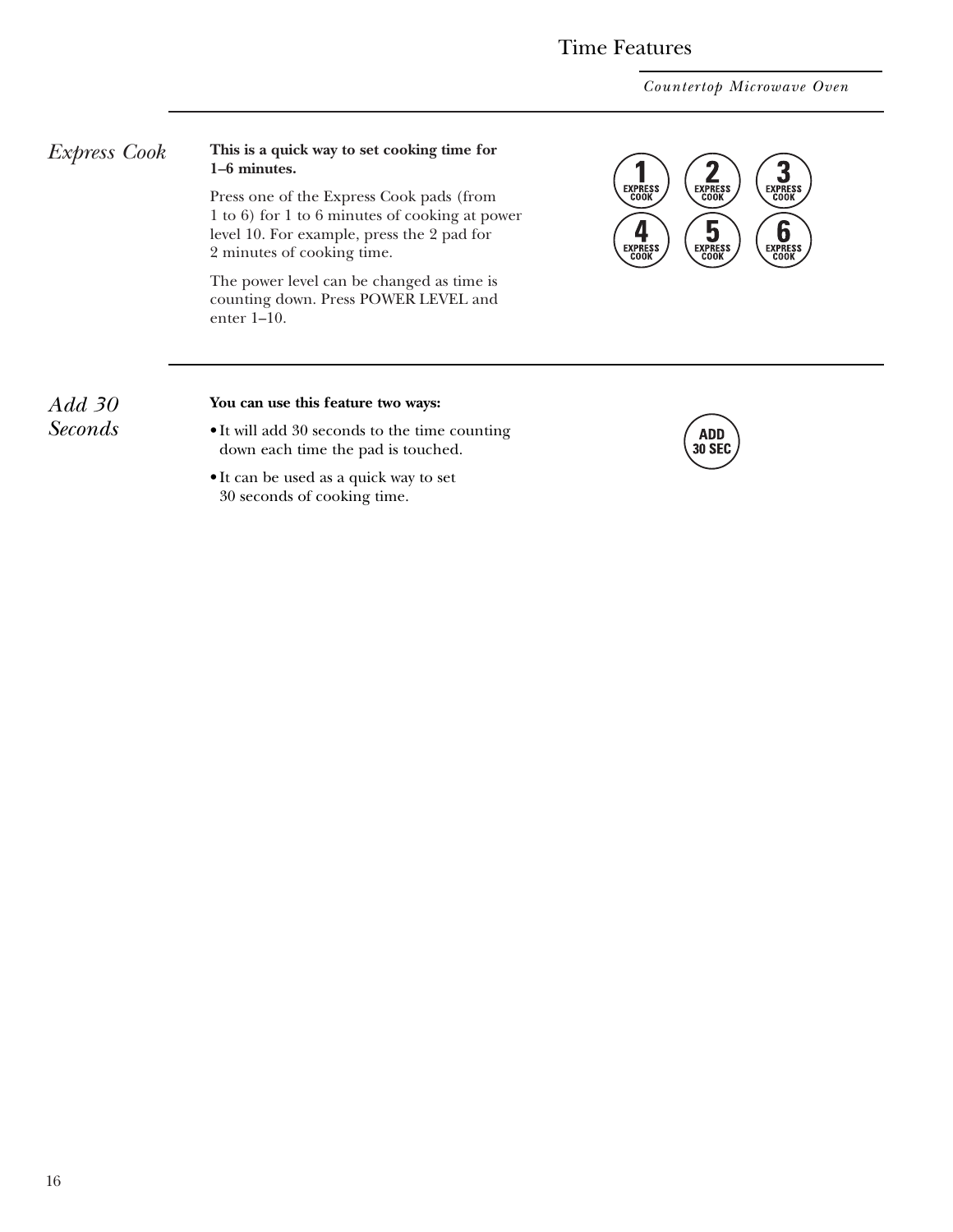## Express Cook

**This is a quick way to set cooking time for 1–6 minutes.**

Press one of the Express Cook pads (from 1 to 6) for 1 to 6 minutes of cooking at power level 10. For example, press the 2 pad for 2 minutes of cooking time.

The power level can be changed as time is counting down. Press POWER LEVEL and enter 1–10.

## Add 30 Seconds

**You can use this feature two ways:**

- It will add 30 seconds to the time counting down each time the pad is touched.
- It can be used as a quick way to set 30 seconds of cooking time.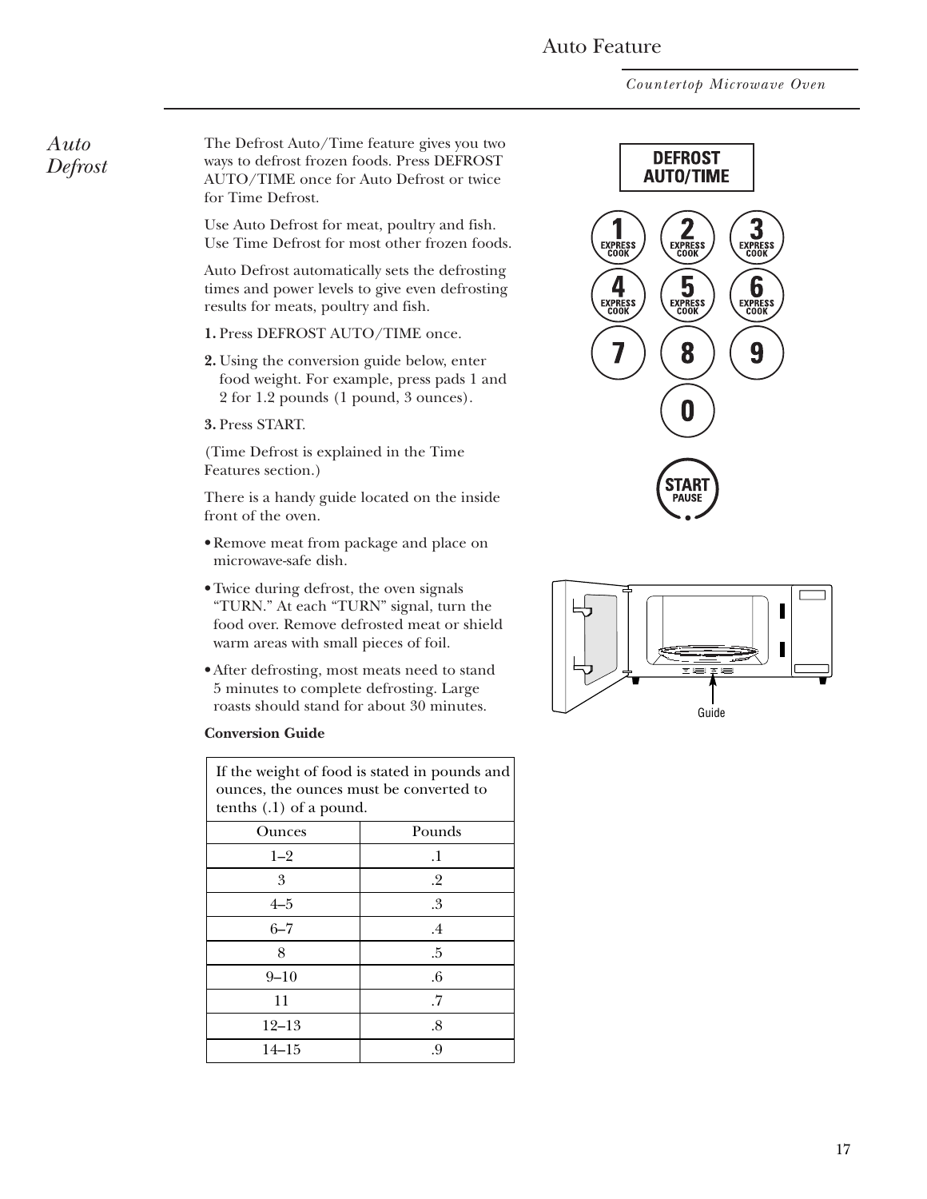## Auto Defrost

The Defrost Auto/Time feature gives you two ways to defrost frozen foods. Press DEFROST AUTO/TIME once for Auto Defrost or twice for Time Defrost.

Use Auto Defrost for meat, poultry and fish. Use Time Defrost for most other frozen foods.

Auto Defrost automatically sets the defrosting times and power levels to give even defrosting results for meats, poultry and fish.

**1.** Press DEFROST AUTO/TIME once.

**2.** Using the conversion guide below, enter food weight. For example, press pads 1 and 2 for 1.2 pounds (1 pound, 3 ounces).

**3.** Press START.

(Time Defrost is explained in the Time Features section.)

There is a handy guide located on the inside front of the oven.

- Remove meat from package and place on microwave-safe dish.
- Twice during defrost, the oven signals "TURN." At each "TURN" signal, turn the food over. Remove defrosted meat or shield warm areas with small pieces of foil.
- After defrosting, most meats need to stand 5 minutes to complete defrosting. Large roasts should stand for about 30 minutes.

**Conversion Guide**

If the weight of food is stated in pounds and ounces, the ounces must be converted to tenths (.1) of a pound.

| Ounces | Pounds |
|---|---|
| 1–2 | .1 |
| 3 | .2 |
| 4–5 | .3 |
| 6–7 | .4 |
| 8 | .5 |
| 9–10 | .6 |
| 11 | .7 |
| 12–13 | .8 |
| 14–15 | .9 |

Guide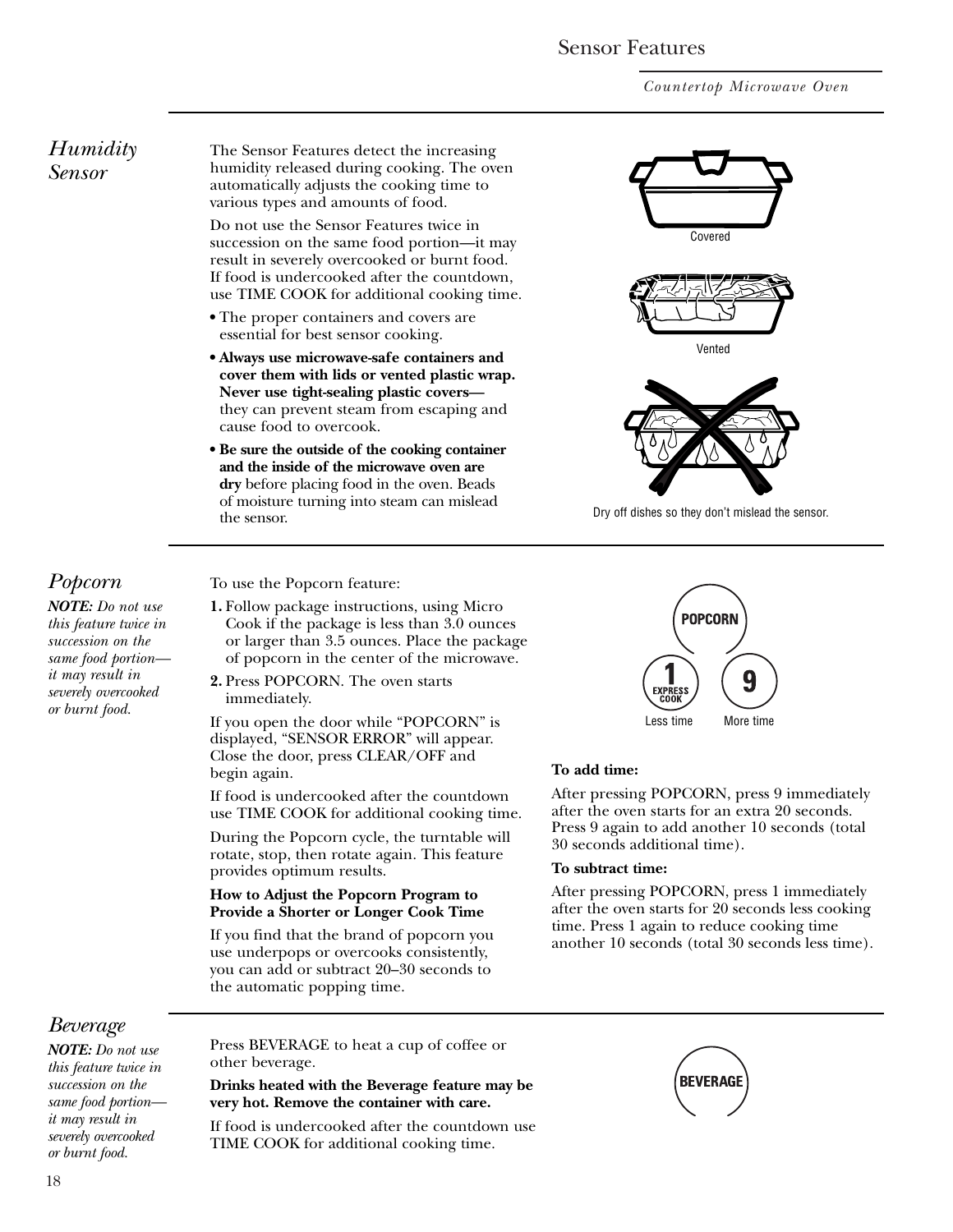# Sensor Features

## *Humidity Sensor*

The Sensor Features detect the increasing humidity released during cooking. The oven automatically adjusts the cooking time to various types and amounts of food.

Do not use the Sensor Features twice in succession on the same food portion—it may result in severely overcooked or burnt food. If food is undercooked after the countdown, use TIME COOK for additional cooking time.

- The proper containers and covers are essential for best sensor cooking.
- **Always use microwave-safe containers and cover them with lids or vented plastic wrap. Never use tight-sealing plastic covers—** they can prevent steam from escaping and cause food to overcook.
- **Be sure the outside of the cooking container and the inside of the microwave oven are dry** before placing food in the oven. Beads of moisture turning into steam can mislead the sensor.

Covered

Vented

Dry off dishes so they don't mislead the sensor.

## *Popcorn*

***NOTE:*** *Do not use this feature twice in succession on the same food portion—it may result in severely overcooked or burnt food.*

To use the Popcorn feature:

1. Follow package instructions, using Micro Cook if the package is less than 3.0 ounces or larger than 3.5 ounces. Place the package of popcorn in the center of the microwave.
2. Press POPCORN. The oven starts immediately.

If you open the door while "POPCORN" is displayed, "SENSOR ERROR" will appear. Close the door, press CLEAR/OFF and begin again.

If food is undercooked after the countdown use TIME COOK for additional cooking time.

During the Popcorn cycle, the turntable will rotate, stop, then rotate again. This feature provides optimum results.

**How to Adjust the Popcorn Program to Provide a Shorter or Longer Cook Time**

If you find that the brand of popcorn you use underpops or overcooks consistently, you can add or subtract 20–30 seconds to the automatic popping time.

POPCORN

1 EXPRESS COOK — Less time

9 — More time

**To add time:**

After pressing POPCORN, press 9 immediately after the oven starts for an extra 20 seconds. Press 9 again to add another 10 seconds (total 30 seconds additional time).

**To subtract time:**

After pressing POPCORN, press 1 immediately after the oven starts for 20 seconds less cooking time. Press 1 again to reduce cooking time another 10 seconds (total 30 seconds less time).

## *Beverage*

***NOTE:*** *Do not use this feature twice in succession on the same food portion—it may result in severely overcooked or burnt food.*

Press BEVERAGE to heat a cup of coffee or other beverage.

**Drinks heated with the Beverage feature may be very hot. Remove the container with care.**

If food is undercooked after the countdown use TIME COOK for additional cooking time.

BEVERAGE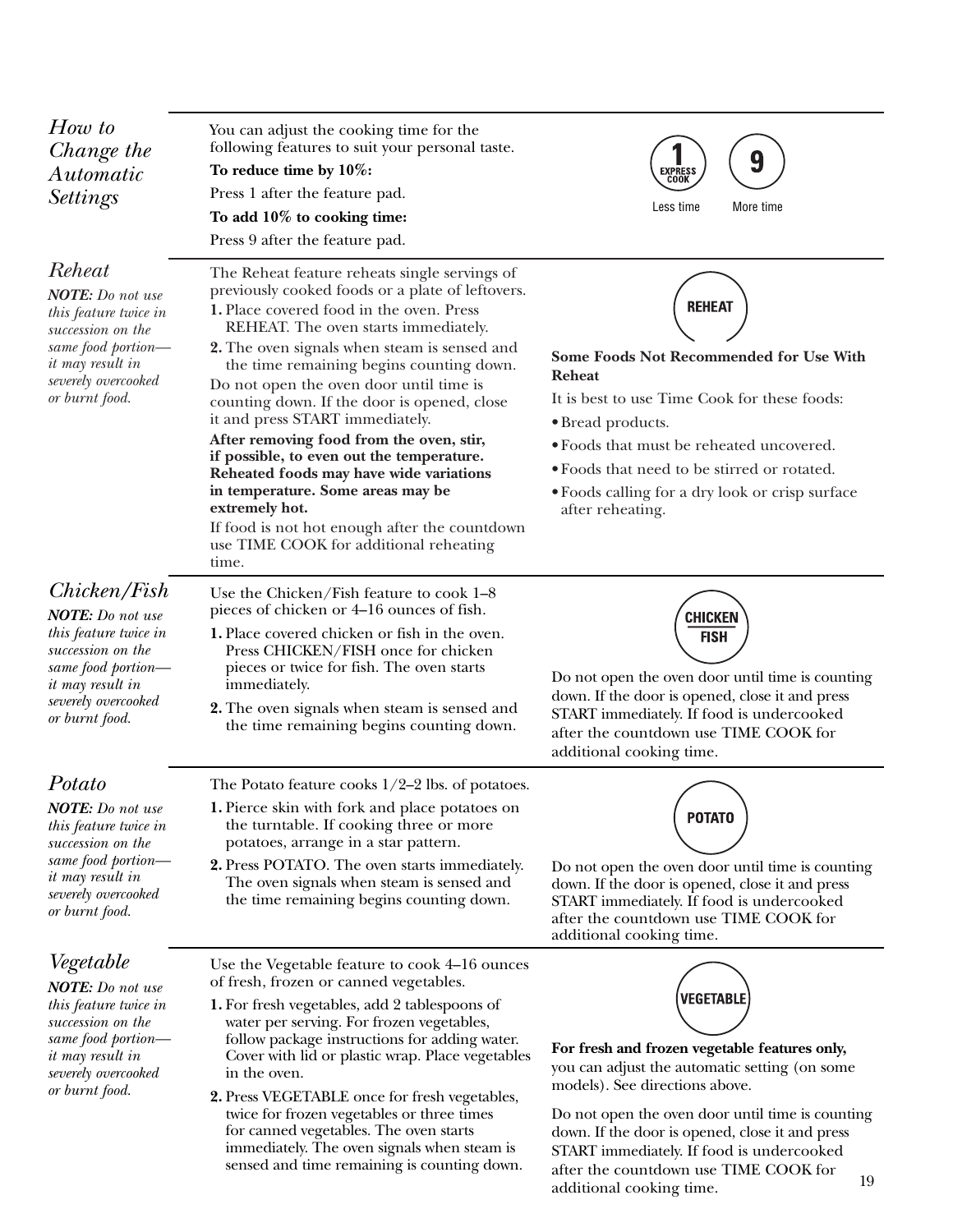## How to Change the Automatic Settings

You can adjust the cooking time for the following features to suit your personal taste.

**To reduce time by 10%:**

Press 1 after the feature pad.

**To add 10% to cooking time:**

Press 9 after the feature pad.

1 EXPRESS COOK — Less time

9 — More time

## Reheat

***NOTE:*** *Do not use this feature twice in succession on the same food portion—it may result in severely overcooked or burnt food.*

The Reheat feature reheats single servings of previously cooked foods or a plate of leftovers.

1. Place covered food in the oven. Press REHEAT. The oven starts immediately.
2. The oven signals when steam is sensed and the time remaining begins counting down.

Do not open the oven door until time is counting down. If the door is opened, close it and press START immediately.

**After removing food from the oven, stir, if possible, to even out the temperature. Reheated foods may have wide variations in temperature. Some areas may be extremely hot.**

If food is not hot enough after the countdown use TIME COOK for additional reheating time.

REHEAT

**Some Foods Not Recommended for Use With Reheat**

It is best to use Time Cook for these foods:

- Bread products.
- Foods that must be reheated uncovered.
- Foods that need to be stirred or rotated.
- Foods calling for a dry look or crisp surface after reheating.

## Chicken/Fish

***NOTE:*** *Do not use this feature twice in succession on the same food portion—it may result in severely overcooked or burnt food.*

Use the Chicken/Fish feature to cook 1–8 pieces of chicken or 4–16 ounces of fish.

1. Place covered chicken or fish in the oven. Press CHICKEN/FISH once for chicken pieces or twice for fish. The oven starts immediately.
2. The oven signals when steam is sensed and the time remaining begins counting down.

CHICKEN FISH

Do not open the oven door until time is counting down. If the door is opened, close it and press START immediately. If food is undercooked after the countdown use TIME COOK for additional cooking time.

## Potato

***NOTE:*** *Do not use this feature twice in succession on the same food portion—it may result in severely overcooked or burnt food.*

The Potato feature cooks 1/2–2 lbs. of potatoes.

1. Pierce skin with fork and place potatoes on the turntable. If cooking three or more potatoes, arrange in a star pattern.
2. Press POTATO. The oven starts immediately. The oven signals when steam is sensed and the time remaining begins counting down.

POTATO

Do not open the oven door until time is counting down. If the door is opened, close it and press START immediately. If food is undercooked after the countdown use TIME COOK for additional cooking time.

## Vegetable

***NOTE:*** *Do not use this feature twice in succession on the same food portion—it may result in severely overcooked or burnt food.*

Use the Vegetable feature to cook 4–16 ounces of fresh, frozen or canned vegetables.

1. For fresh vegetables, add 2 tablespoons of water per serving. For frozen vegetables, follow package instructions for adding water. Cover with lid or plastic wrap. Place vegetables in the oven.
2. Press VEGETABLE once for fresh vegetables, twice for frozen vegetables or three times for canned vegetables. The oven starts immediately. The oven signals when steam is sensed and time remaining is counting down.

VEGETABLE

**For fresh and frozen vegetable features only,** you can adjust the automatic setting (on some models). See directions above.

Do not open the oven door until time is counting down. If the door is opened, close it and press START immediately. If food is undercooked after the countdown use TIME COOK for additional cooking time.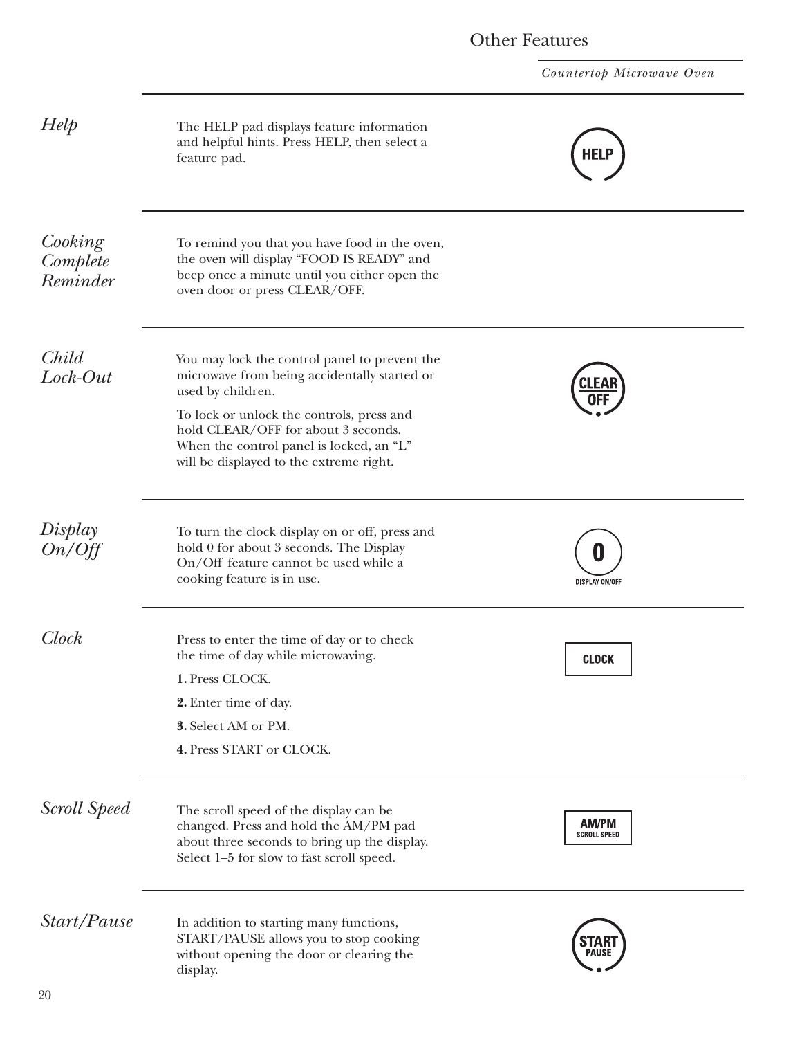# Other Features

## Help

The HELP pad displays feature information and helpful hints. Press HELP, then select a feature pad.

HELP

## Cooking Complete Reminder

To remind you that you have food in the oven, the oven will display "FOOD IS READY" and beep once a minute until you either open the oven door or press CLEAR/OFF.

## Child Lock-Out

You may lock the control panel to prevent the microwave from being accidentally started or used by children.

To lock or unlock the controls, press and hold CLEAR/OFF for about 3 seconds. When the control panel is locked, an "L" will be displayed to the extreme right.

CLEAR OFF

## Display On/Off

To turn the clock display on or off, press and hold 0 for about 3 seconds. The Display On/Off feature cannot be used while a cooking feature is in use.

0 DISPLAY ON/OFF

## Clock

Press to enter the time of day or to check the time of day while microwaving.

**1.** Press CLOCK.

**2.** Enter time of day.

**3.** Select AM or PM.

**4.** Press START or CLOCK.

CLOCK

## Scroll Speed

The scroll speed of the display can be changed. Press and hold the AM/PM pad about three seconds to bring up the display. Select 1–5 for slow to fast scroll speed.

AM/PM SCROLL SPEED

## Start/Pause

In addition to starting many functions, START/PAUSE allows you to stop cooking without opening the door or clearing the display.

START PAUSE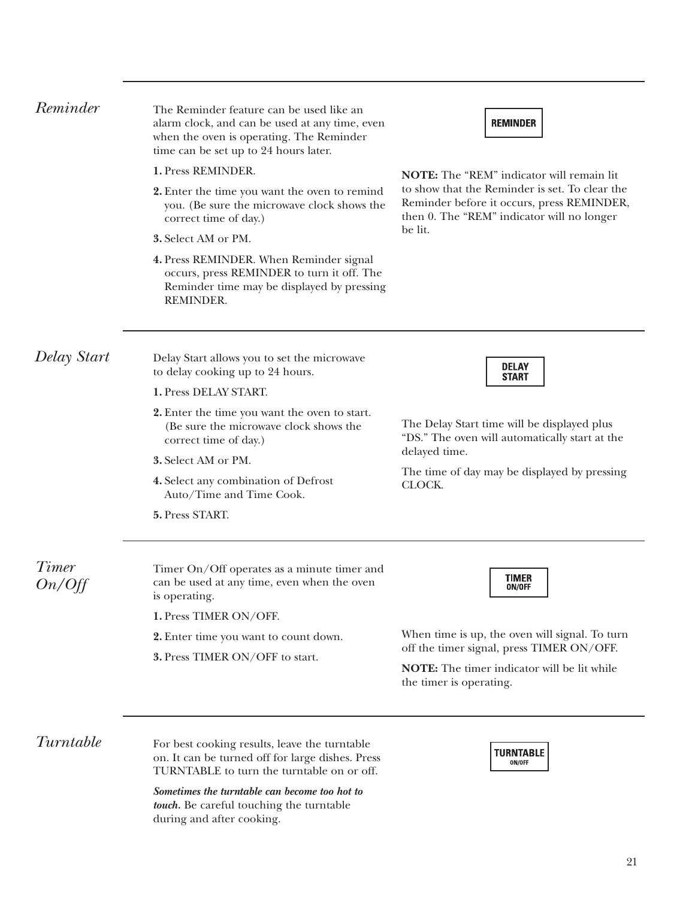## Reminder

The Reminder feature can be used like an alarm clock, and can be used at any time, even when the oven is operating. The Reminder time can be set up to 24 hours later.

**REMINDER**

1. Press REMINDER.
2. Enter the time you want the oven to remind you. (Be sure the microwave clock shows the correct time of day.)
3. Select AM or PM.
4. Press REMINDER. When Reminder signal occurs, press REMINDER to turn it off. The Reminder time may be displayed by pressing REMINDER.

**NOTE:** The "REM" indicator will remain lit to show that the Reminder is set. To clear the Reminder before it occurs, press REMINDER, then 0. The "REM" indicator will no longer be lit.

## Delay Start

Delay Start allows you to set the microwave to delay cooking up to 24 hours.

**DELAY START**

1. Press DELAY START.
2. Enter the time you want the oven to start. (Be sure the microwave clock shows the correct time of day.)
3. Select AM or PM.
4. Select any combination of Defrost Auto/Time and Time Cook.
5. Press START.

The Delay Start time will be displayed plus "DS." The oven will automatically start at the delayed time.

The time of day may be displayed by pressing CLOCK.

## Timer On/Off

Timer On/Off operates as a minute timer and can be used at any time, even when the oven is operating.

**TIMER ON/OFF**

1. Press TIMER ON/OFF.
2. Enter time you want to count down.
3. Press TIMER ON/OFF to start.

When time is up, the oven will signal. To turn off the timer signal, press TIMER ON/OFF.

**NOTE:** The timer indicator will be lit while the timer is operating.

## Turntable

For best cooking results, leave the turntable on. It can be turned off for large dishes. Press TURNTABLE to turn the turntable on or off.

**TURNTABLE ON/OFF**

***Sometimes the turntable can become too hot to touch.*** Be careful touching the turntable during and after cooking.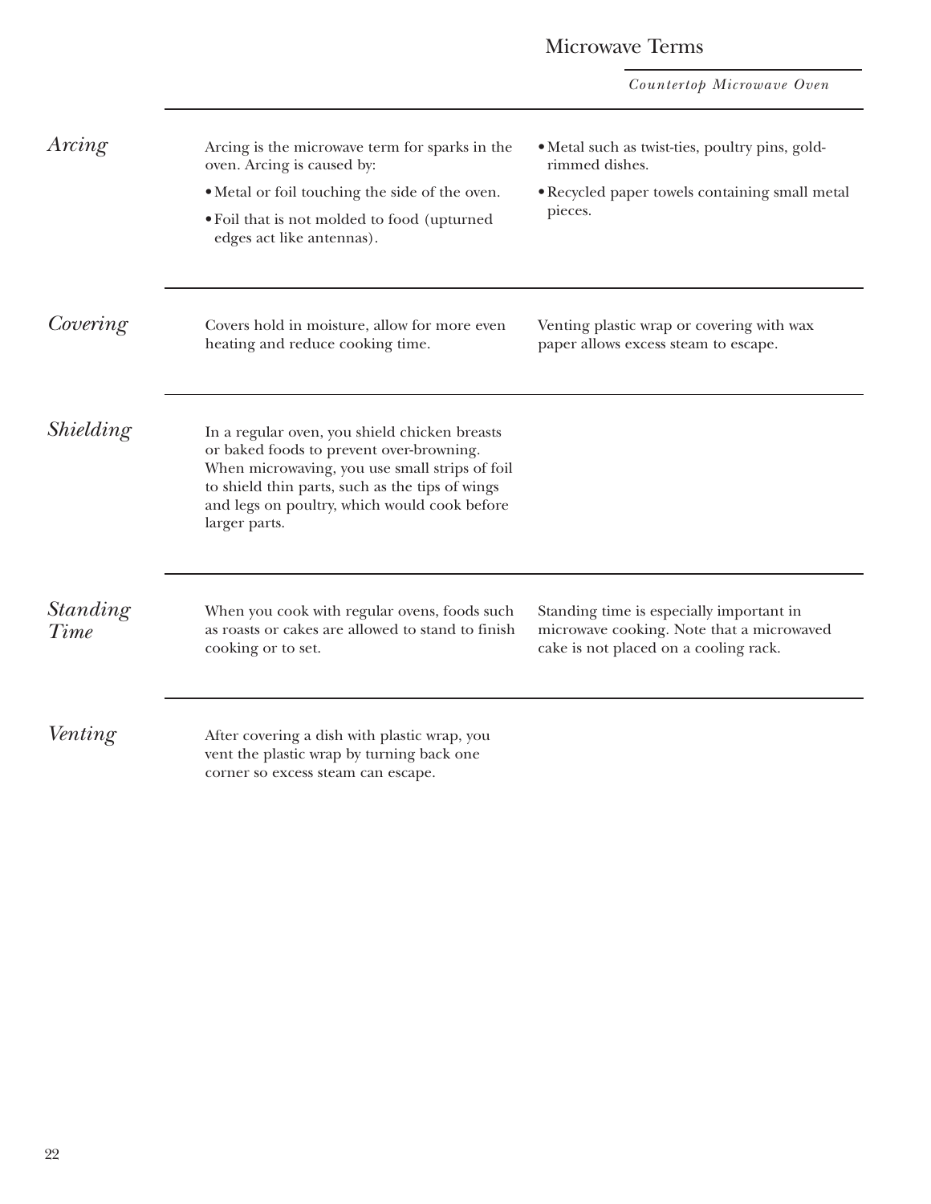# Microvave Terms

## Arcing

Arcing is the microwave term for sparks in the oven. Arcing is caused by:

- Metal or foil touching the side of the oven.
- Foil that is not molded to food (upturned edges act like antennas).
- Metal such as twist-ties, poultry pins, gold-rimmed dishes.
- Recycled paper towels containing small metal pieces.

## Covering

Covers hold in moisture, allow for more even heating and reduce cooking time.

Venting plastic wrap or covering with wax paper allows excess steam to escape.

## Shielding

In a regular oven, you shield chicken breasts or baked foods to prevent over-browning. When microwaving, you use small strips of foil to shield thin parts, such as the tips of wings and legs on poultry, which would cook before larger parts.

## Standing Time

When you cook with regular ovens, foods such as roasts or cakes are allowed to stand to finish cooking or to set.

Standing time is especially important in microwave cooking. Note that a microwaved cake is not placed on a cooling rack.

## Venting

After covering a dish with plastic wrap, you vent the plastic wrap by turning back one corner so excess steam can escape.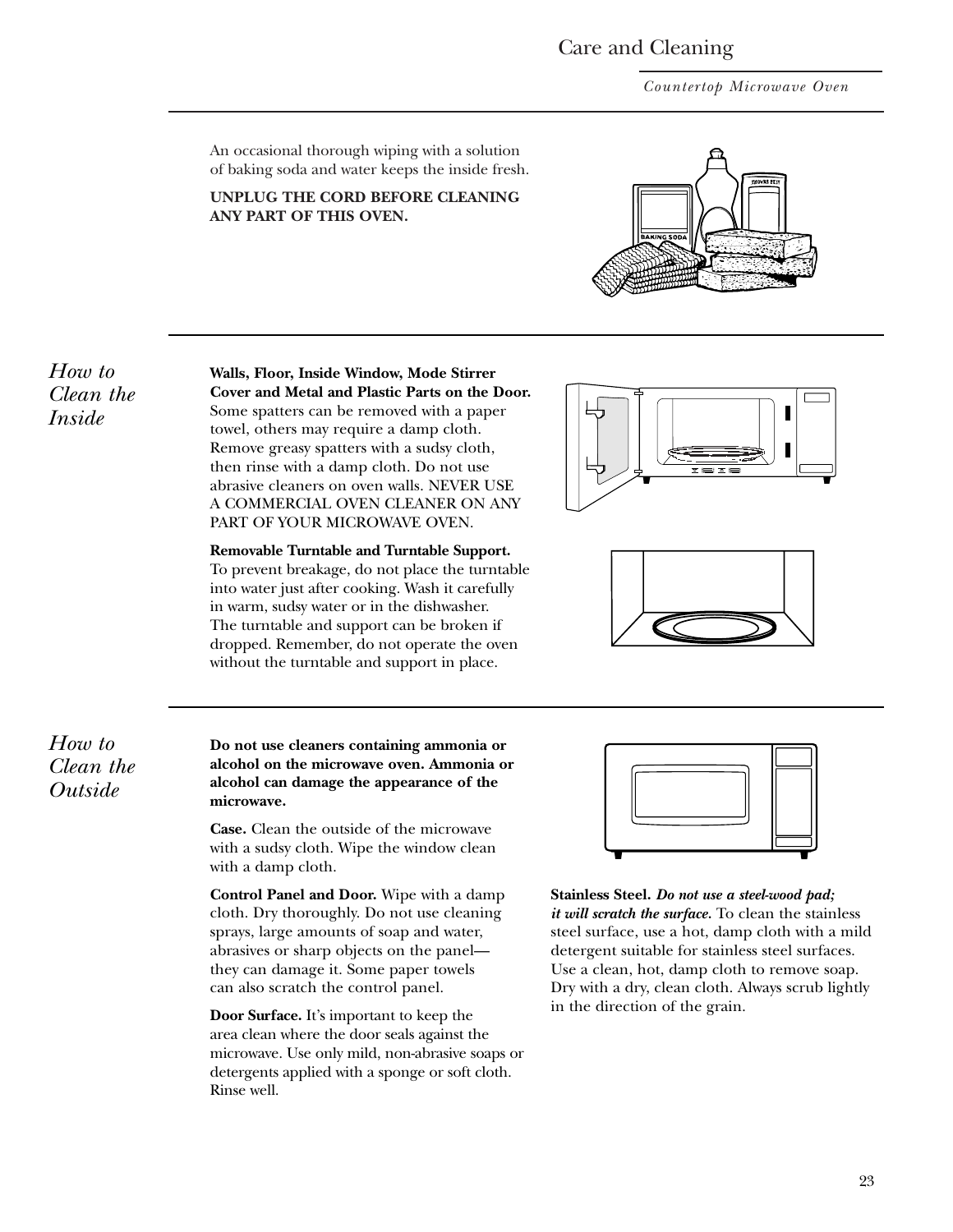# Care and Cleaning

An occasional thorough wiping with a solution of baking soda and water keeps the inside fresh.

**UNPLUG THE CORD BEFORE CLEANING ANY PART OF THIS OVEN.**

## *How to Clean the Inside*

**Walls, Floor, Inside Window, Mode Stirrer Cover and Metal and Plastic Parts on the Door.** Some spatters can be removed with a paper towel, others may require a damp cloth. Remove greasy spatters with a sudsy cloth, then rinse with a damp cloth. Do not use abrasive cleaners on oven walls. NEVER USE A COMMERCIAL OVEN CLEANER ON ANY PART OF YOUR MICROWAVE OVEN.

**Removable Turntable and Turntable Support.** To prevent breakage, do not place the turntable into water just after cooking. Wash it carefully in warm, sudsy water or in the dishwasher. The turntable and support can be broken if dropped. Remember, do not operate the oven without the turntable and support in place.

## *How to Clean the Outside*

**Do not use cleaners containing ammonia or alcohol on the microwave oven. Ammonia or alcohol can damage the appearance of the microwave.**

**Case.** Clean the outside of the microwave with a sudsy cloth. Wipe the window clean with a damp cloth.

**Control Panel and Door.** Wipe with a damp cloth. Dry thoroughly. Do not use cleaning sprays, large amounts of soap and water, abrasives or sharp objects on the panel—they can damage it. Some paper towels can also scratch the control panel.

**Door Surface.** It's important to keep the area clean where the door seals against the microwave. Use only mild, non-abrasive soaps or detergents applied with a sponge or soft cloth. Rinse well.

**Stainless Steel.** ***Do not use a steel-wood pad; it will scratch the surface.*** To clean the stainless steel surface, use a hot, damp cloth with a mild detergent suitable for stainless steel surfaces. Use a clean, hot, damp cloth to remove soap. Dry with a dry, clean cloth. Always scrub lightly in the direction of the grain.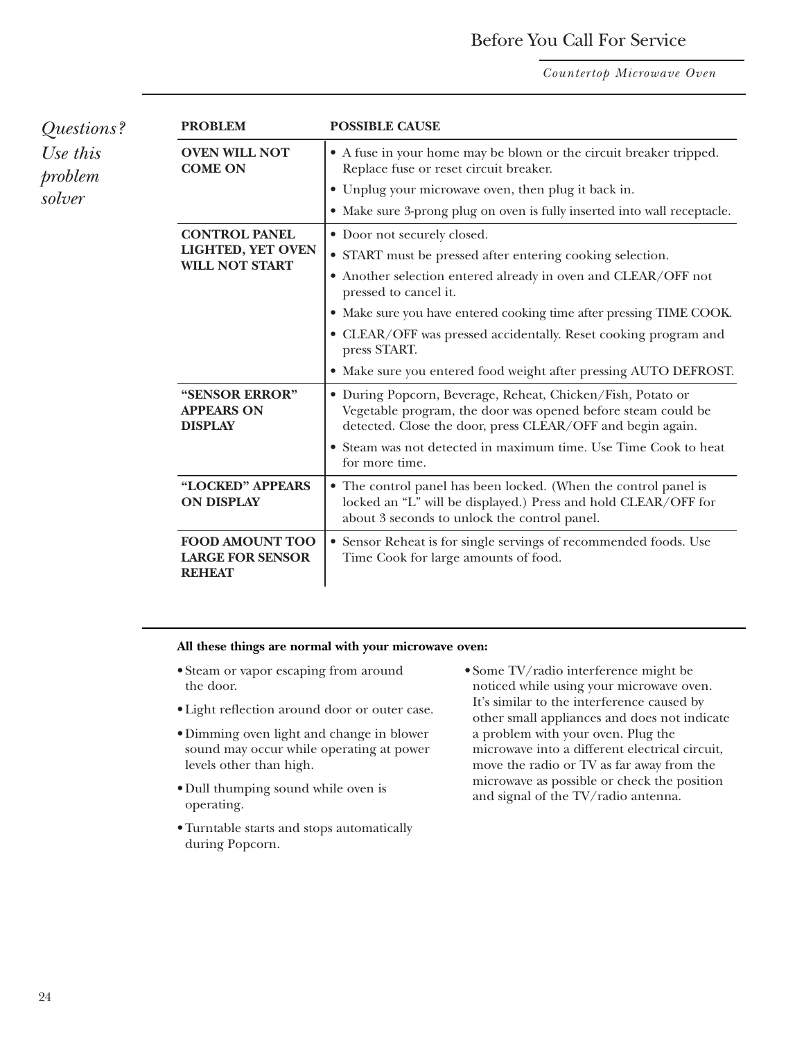# Before You Call For Service

*Questions? Use this problem solver*

| PROBLEM | POSSIBLE CAUSE |
|---|---|
| **OVEN WILL NOT COME ON** | • A fuse in your home may be blown or the circuit breaker tripped. Replace fuse or reset circuit breaker.<br>• Unplug your microwave oven, then plug it back in.<br>• Make sure 3-prong plug on oven is fully inserted into wall receptacle. |
| **CONTROL PANEL LIGHTED, YET OVEN WILL NOT START** | • Door not securely closed.<br>• START must be pressed after entering cooking selection.<br>• Another selection entered already in oven and CLEAR/OFF not pressed to cancel it.<br>• Make sure you have entered cooking time after pressing TIME COOK.<br>• CLEAR/OFF was pressed accidentally. Reset cooking program and press START.<br>• Make sure you entered food weight after pressing AUTO DEFROST. |
| **"SENSOR ERROR" APPEARS ON DISPLAY** | • During Popcorn, Beverage, Reheat, Chicken/Fish, Potato or Vegetable program, the door was opened before steam could be detected. Close the door, press CLEAR/OFF and begin again.<br>• Steam was not detected in maximum time. Use Time Cook to heat for more time. |
| **"LOCKED" APPEARS ON DISPLAY** | • The control panel has been locked. (When the control panel is locked an "L" will be displayed.) Press and hold CLEAR/OFF for about 3 seconds to unlock the control panel. |
| **FOOD AMOUNT TOO LARGE FOR SENSOR REHEAT** | • Sensor Reheat is for single servings of recommended foods. Use Time Cook for large amounts of food. |

**All these things are normal with your microwave oven:**

- Steam or vapor escaping from around the door.
- Light reflection around door or outer case.
- Dimming oven light and change in blower sound may occur while operating at power levels other than high.
- Dull thumping sound while oven is operating.
- Turntable starts and stops automatically during Popcorn.
- Some TV/radio interference might be noticed while using your microwave oven. It's similar to the interference caused by other small appliances and does not indicate a problem with your oven. Plug the microwave into a different electrical circuit, move the radio or TV as far away from the microwave as possible or check the position and signal of the TV/radio antenna.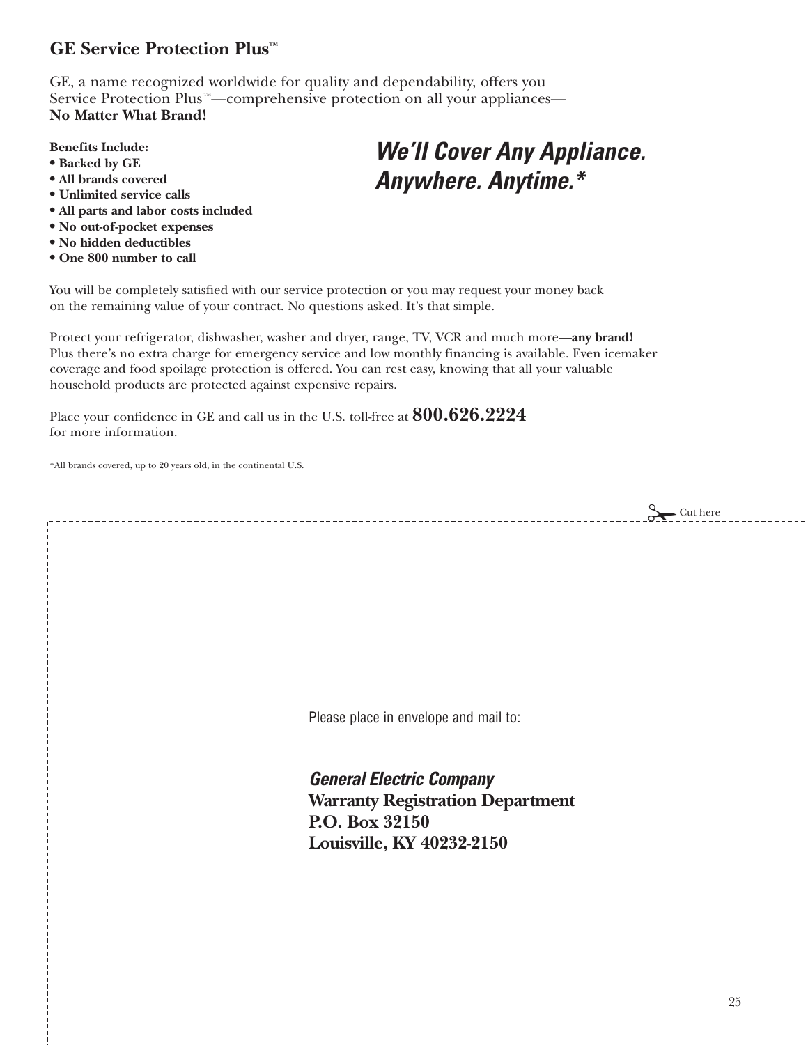## GE Service Protection Plus™

GE, a name recognized worldwide for quality and dependability, offers you Service Protection Plus™—comprehensive protection on all your appliances—**No Matter What Brand!**

**Benefits Include:**
- **Backed by GE**
- **All brands covered**
- **Unlimited service calls**
- **All parts and labor costs included**
- **No out-of-pocket expenses**
- **No hidden deductibles**
- **One 800 number to call**

***We'll Cover Any Appliance. Anywhere. Anytime.****

You will be completely satisfied with our service protection or you may request your money back on the remaining value of your contract. No questions asked. It's that simple.

Protect your refrigerator, dishwasher, washer and dryer, range, TV, VCR and much more**—any brand!** Plus there's no extra charge for emergency service and low monthly financing is available. Even icemaker coverage and food spoilage protection is offered. You can rest easy, knowing that all your valuable household products are protected against expensive repairs.

Place your confidence in GE and call us in the U.S. toll-free at **800.626.2224** for more information.

*All brands covered, up to 20 years old, in the continental U.S.

Cut here

Please place in envelope and mail to:

***General Electric Company***
**Warranty Registration Department**
**P.O. Box 32150**
**Louisville, KY 40232-2150**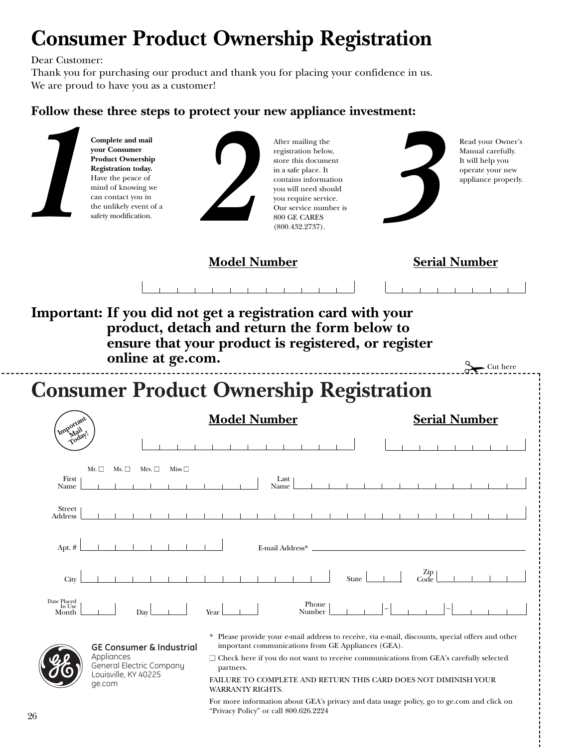# Consumer Product Ownership Registration

Dear Customer:
Thank you for purchasing our product and thank you for placing your confidence in us. We are proud to have you as a customer!

**Follow these three steps to protect your new appliance investment:**

**1** **Complete and mail your Consumer Product Ownership Registration today.** Have the peace of mind of knowing we can contact you in the unlikely event of a safety modification.

**2** After mailing the registration below, store this document in a safe place. It contains information you will need should you require service. Our service number is 800 GE CARES (800.432.2737).

**3** Read your Owner's Manual carefully. It will help you operate your new appliance properly.

**Model Number** \_\_\_\_\_\_\_\_\_\_\_\_ **Serial Number** \_\_\_\_\_\_\_\_

**Important: If you did not get a registration card with your product, detach and return the form below to ensure that your product is registered, or register online at ge.com.**

Cut here

---

# Consumer Product Ownership Registration

Important Mail Today!

**Model Number** \_\_\_\_\_\_\_\_\_\_\_\_ **Serial Number** \_\_\_\_\_\_\_\_

Mr. ☐ Ms. ☐ Mrs. ☐ Miss ☐

First Name \_\_\_\_\_\_\_\_\_\_ Last Name \_\_\_\_\_\_\_\_\_\_\_\_\_

Street Address \_\_\_\_\_\_\_\_\_\_\_\_\_\_\_\_\_\_\_\_\_\_\_\_\_\_

Apt. # \_\_\_\_\_\_\_\_ E-mail Address* \_\_\_\_\_\_\_\_\_\_\_\_\_\_\_\_

City \_\_\_\_\_\_\_\_\_\_\_\_\_\_ State \_\_\_ Zip Code \_\_\_\_\_

Date Placed In Use Month \_\_\_ Day \_\_\_ Year \_\_\_ Phone Number \_\_\_ – \_\_\_ – \_\_\_\_

**GE Consumer & Industrial**
Appliances
General Electric Company
Louisville, KY 40225
ge.com

\* Please provide your e-mail address to receive, via e-mail, discounts, special offers and other important communications from GE Appliances (GEA).

❑ Check here if you do not want to receive communications from GEA's carefully selected partners.

FAILURE TO COMPLETE AND RETURN THIS CARD DOES NOT DIMINISH YOUR WARRANTY RIGHTS.

For more information about GEA's privacy and data usage policy, go to ge.com and click on "Privacy Policy" or call 800.626.2224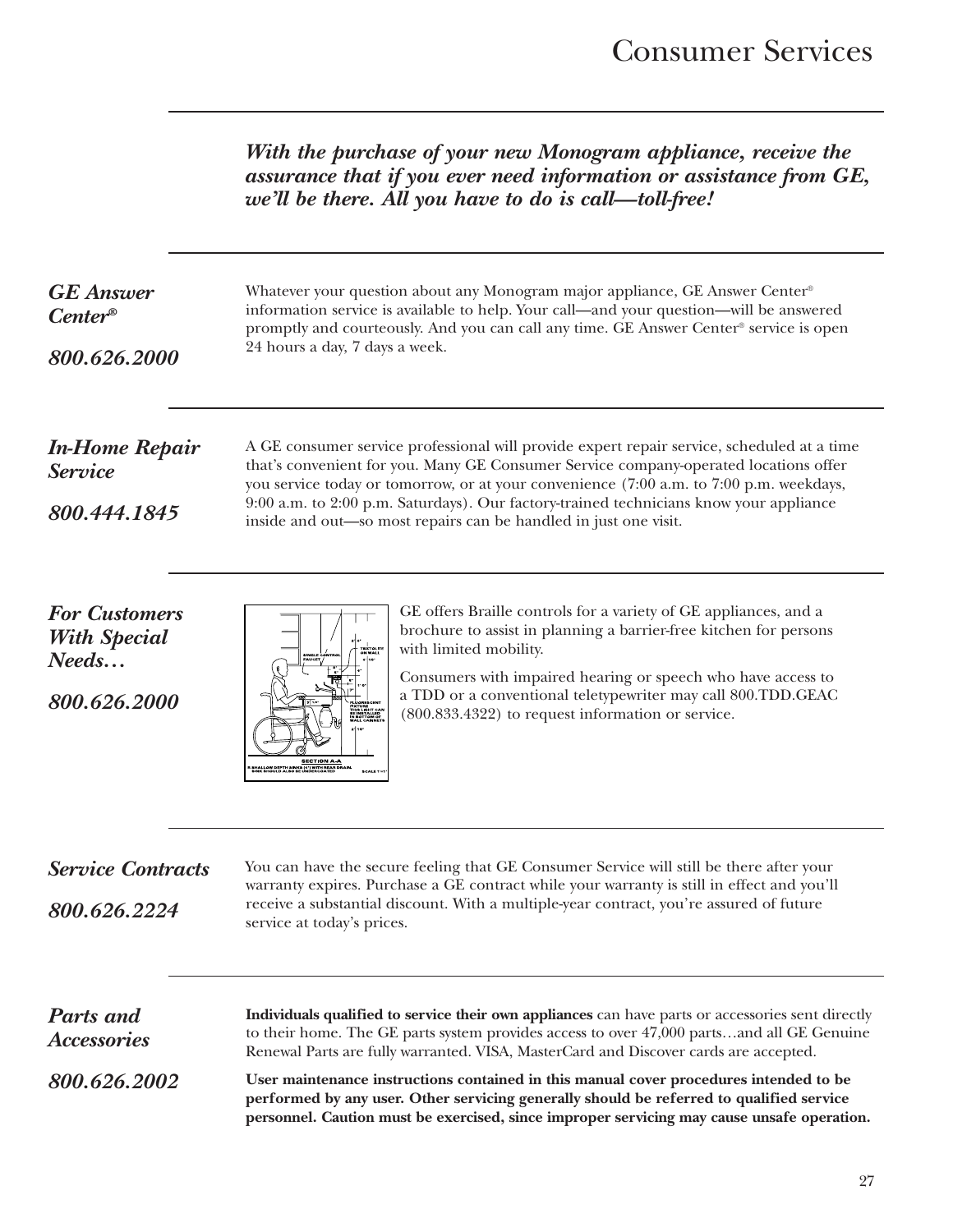# Consumer Services

***With the purchase of your new Monogram appliance, receive the assurance that if you ever need information or assistance from GE, we'll be there. All you have to do is call—toll-free!***

## *GE Answer Center®*

***800.626.2000***

Whatever your question about any Monogram major appliance, GE Answer Center® information service is available to help. Your call—and your question—will be answered promptly and courteously. And you can call any time. GE Answer Center® service is open 24 hours a day, 7 days a week.

## *In-Home Repair Service*

***800.444.1845***

A GE consumer service professional will provide expert repair service, scheduled at a time that's convenient for you. Many GE Consumer Service company-operated locations offer you service today or tomorrow, or at your convenience (7:00 a.m. to 7:00 p.m. weekdays, 9:00 a.m. to 2:00 p.m. Saturdays). Our factory-trained technicians know your appliance inside and out—so most repairs can be handled in just one visit.

## *For Customers With Special Needs…*

***800.626.2000***

GE offers Braille controls for a variety of GE appliances, and a brochure to assist in planning a barrier-free kitchen for persons with limited mobility.

Consumers with impaired hearing or speech who have access to a TDD or a conventional teletypewriter may call 800.TDD.GEAC (800.833.4322) to request information or service.

## *Service Contracts*

***800.626.2224***

You can have the secure feeling that GE Consumer Service will still be there after your warranty expires. Purchase a GE contract while your warranty is still in effect and you'll receive a substantial discount. With a multiple-year contract, you're assured of future service at today's prices.

## *Parts and Accessories*

***800.626.2002***

**Individuals qualified to service their own appliances** can have parts or accessories sent directly to their home. The GE parts system provides access to over 47,000 parts…and all GE Genuine Renewal Parts are fully warranted. VISA, MasterCard and Discover cards are accepted.

**User maintenance instructions contained in this manual cover procedures intended to be performed by any user. Other servicing generally should be referred to qualified service personnel. Caution must be exercised, since improper servicing may cause unsafe operation.**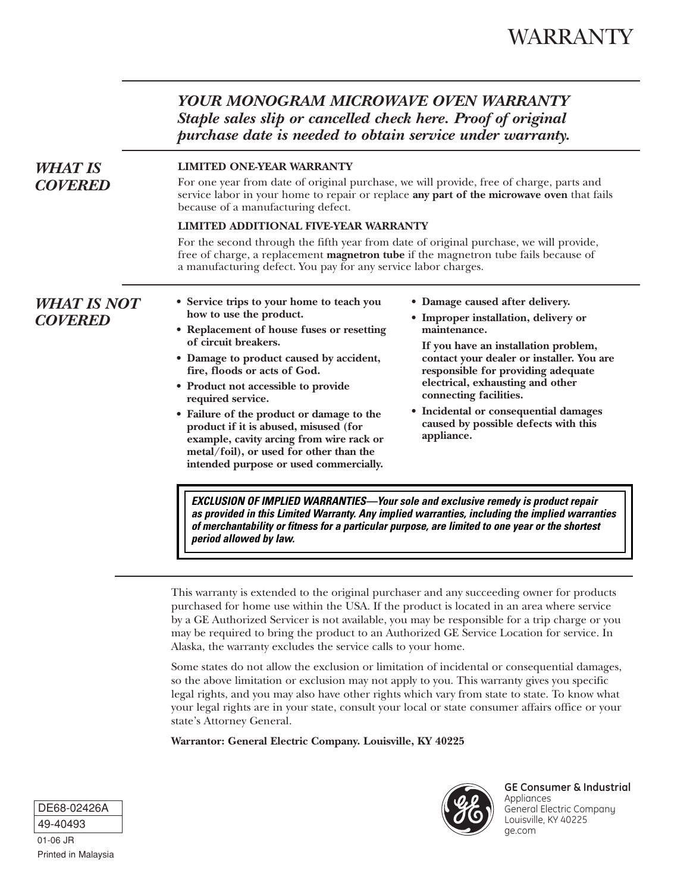# WARRANTY

## *YOUR MONOGRAM MICROWAVE OVEN WARRANTY*

***Staple sales slip or cancelled check here. Proof of original purchase date is needed to obtain service under warranty.***

### *WHAT IS COVERED*

**LIMITED ONE-YEAR WARRANTY**

For one year from date of original purchase, we will provide, free of charge, parts and service labor in your home to repair or replace **any part of the microwave oven** that fails because of a manufacturing defect.

**LIMITED ADDITIONAL FIVE-YEAR WARRANTY**

For the second through the fifth year from date of original purchase, we will provide, free of charge, a replacement **magnetron tube** if the magnetron tube fails because of a manufacturing defect. You pay for any service labor charges.

### *WHAT IS NOT COVERED*

- **Service trips to your home to teach you how to use the product.**
- **Replacement of house fuses or resetting of circuit breakers.**
- **Damage to product caused by accident, fire, floods or acts of God.**
- **Product not accessible to provide required service.**
- **Failure of the product or damage to the product if it is abused, misused (for example, cavity arcing from wire rack or metal/foil), or used for other than the intended purpose or used commercially.**
- **Damage caused after delivery.**
- **Improper installation, delivery or maintenance.**

  **If you have an installation problem, contact your dealer or installer. You are responsible for providing adequate electrical, exhausting and other connecting facilities.**
- **Incidental or consequential damages caused by possible defects with this appliance.**

***EXCLUSION OF IMPLIED WARRANTIES—Your sole and exclusive remedy is product repair as provided in this Limited Warranty. Any implied warranties, including the implied warranties of merchantability or fitness for a particular purpose, are limited to one year or the shortest period allowed by law.***

This warranty is extended to the original purchaser and any succeeding owner for products purchased for home use within the USA. If the product is located in an area where service by a GE Authorized Servicer is not available, you may be responsible for a trip charge or you may be required to bring the product to an Authorized GE Service Location for service. In Alaska, the warranty excludes the service calls to your home.

Some states do not allow the exclusion or limitation of incidental or consequential damages, so the above limitation or exclusion may not apply to you. This warranty gives you specific legal rights, and you may also have other rights which vary from state to state. To know what your legal rights are in your state, consult your local or state consumer affairs office or your state's Attorney General.

**Warrantor: General Electric Company. Louisville, KY 40225**

DE68-02426A
49-40493
01-06 JR
Printed in Malaysia

**GE Consumer & Industrial**
Appliances
General Electric Company
Louisville, KY 40225
ge.com